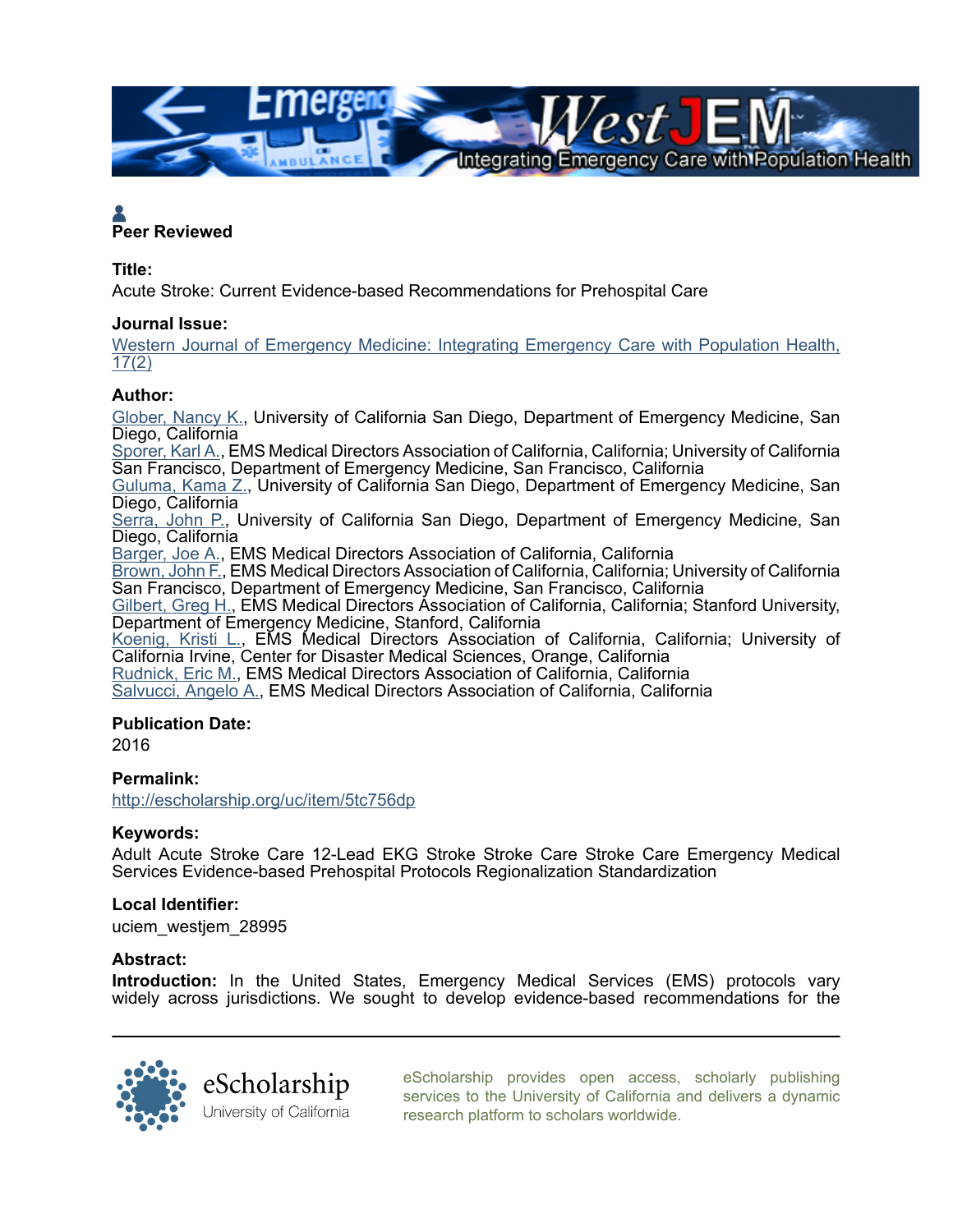Peer Reviewed

**Title:**

Acute Stroke: Current Evidence-based Recommendations for Prehospital Care

**Journal Issue:**

Western Journal of Emergency Medicine: Integrating Emergency Care with Population Health, 17(2)

**Author:**

Glober, Nancy K., University of California San Diego, Department of Emergency Medicine, San Diego, California
Sporer, Karl A., EMS Medical Directors Association of California, California; University of California San Francisco, Department of Emergency Medicine, San Francisco, California
Guluma, Kama Z., University of California San Diego, Department of Emergency Medicine, San Diego, California
Serra, John P., University of California San Diego, Department of Emergency Medicine, San Diego, California
Barger, Joe A., EMS Medical Directors Association of California, California
Brown, John F., EMS Medical Directors Association of California, California; University of California San Francisco, Department of Emergency Medicine, San Francisco, California
Gilbert, Greg H., EMS Medical Directors Association of California, California; Stanford University, Department of Emergency Medicine, Stanford, California
Koenig, Kristi L., EMS Medical Directors Association of California, California; University of California Irvine, Center for Disaster Medical Sciences, Orange, California
Rudnick, Eric M., EMS Medical Directors Association of California, California
Salvucci, Angelo A., EMS Medical Directors Association of California, California

**Publication Date:**

2016

**Permalink:**

http://escholarship.org/uc/item/5tc756dp

**Keywords:**

Adult Acute Stroke Care 12-Lead EKG Stroke Stroke Care Stroke Care Emergency Medical Services Evidence-based Prehospital Protocols Regionalization Standardization

**Local Identifier:**

uciem_westjem_28995

**Abstract:**

**Introduction:** In the United States, Emergency Medical Services (EMS) protocols vary widely across jurisdictions. We sought to develop evidence-based recommendations for the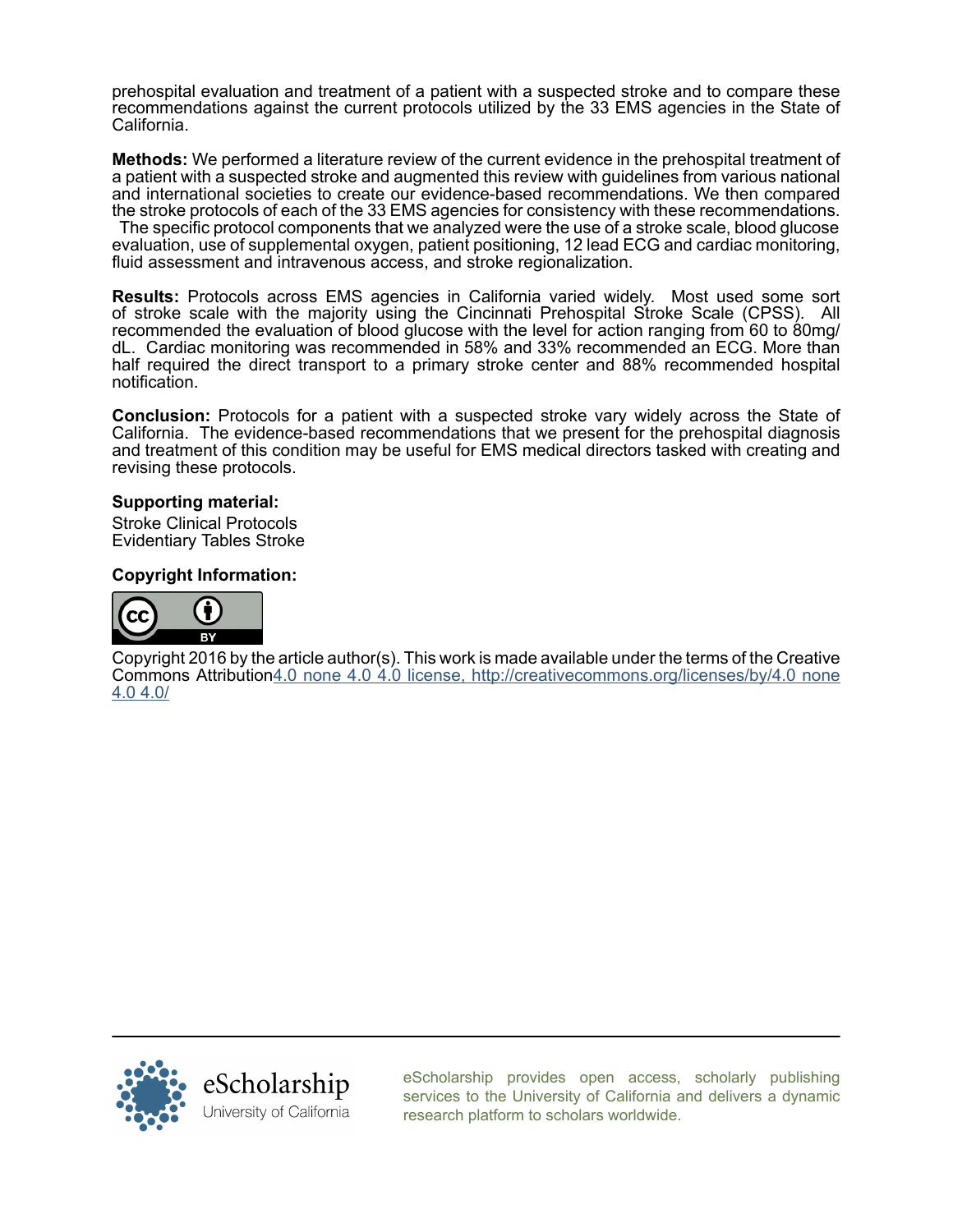prehospital evaluation and treatment of a patient with a suspected stroke and to compare these recommendations against the current protocols utilized by the 33 EMS agencies in the State of California.

**Methods:** We performed a literature review of the current evidence in the prehospital treatment of a patient with a suspected stroke and augmented this review with guidelines from various national and international societies to create our evidence-based recommendations. We then compared the stroke protocols of each of the 33 EMS agencies for consistency with these recommendations. The specific protocol components that we analyzed were the use of a stroke scale, blood glucose evaluation, use of supplemental oxygen, patient positioning, 12 lead ECG and cardiac monitoring, fluid assessment and intravenous access, and stroke regionalization.

**Results:** Protocols across EMS agencies in California varied widely. Most used some sort of stroke scale with the majority using the Cincinnati Prehospital Stroke Scale (CPSS). All recommended the evaluation of blood glucose with the level for action ranging from 60 to 80mg/dL. Cardiac monitoring was recommended in 58% and 33% recommended an ECG. More than half required the direct transport to a primary stroke center and 88% recommended hospital notification.

**Conclusion:** Protocols for a patient with a suspected stroke vary widely across the State of California. The evidence-based recommendations that we present for the prehospital diagnosis and treatment of this condition may be useful for EMS medical directors tasked with creating and revising these protocols.

**Supporting material:**

Stroke Clinical Protocols
Evidentiary Tables Stroke

**Copyright Information:**

Copyright 2016 by the article author(s). This work is made available under the terms of the Creative Commons Attribution4.0 none 4.0 4.0 license, http://creativecommons.org/licenses/by/4.0 none 4.0 4.0/

eScholarship
University of California

eScholarship provides open access, scholarly publishing services to the University of California and delivers a dynamic research platform to scholars worldwide.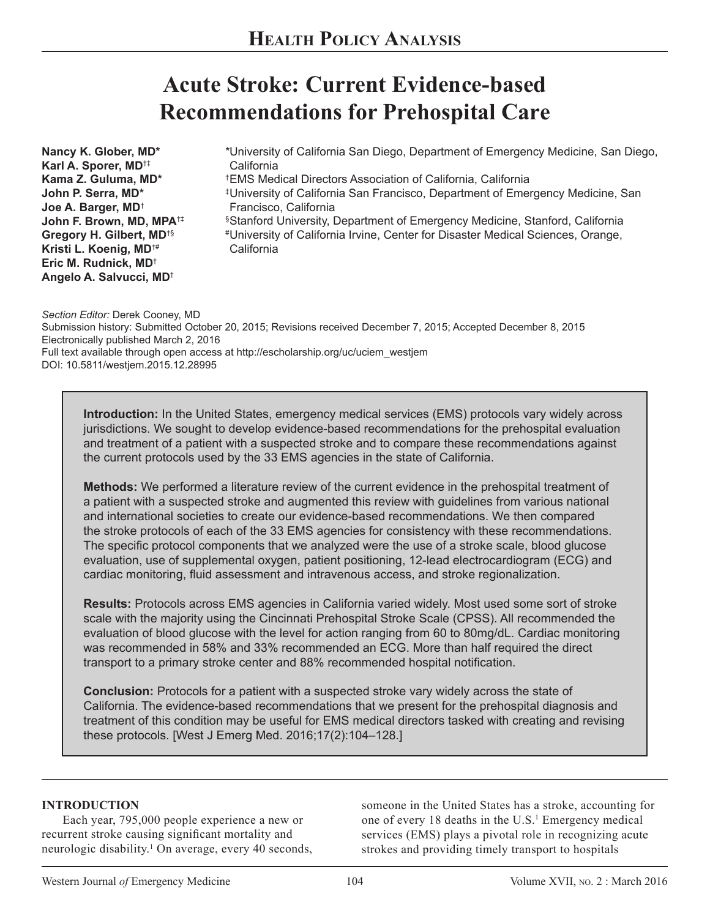# Health Policy Analysis

# Acute Stroke: Current Evidence-based Recommendations for Prehospital Care

**Nancy K. Glober, MD*** 
**Karl A. Sporer, MD†‡** 
**Kama Z. Guluma, MD*** 
**John P. Serra, MD*** 
**Joe A. Barger, MD†** 
**John F. Brown, MD, MPA†‡** 
**Gregory H. Gilbert, MD†§** 
**Kristi L. Koenig, MD†#** 
**Eric M. Rudnick, MD†** 
**Angelo A. Salvucci, MD†**

*University of California San Diego, Department of Emergency Medicine, San Diego, California 
†EMS Medical Directors Association of California, California 
‡University of California San Francisco, Department of Emergency Medicine, San Francisco, California 
§Stanford University, Department of Emergency Medicine, Stanford, California 
#University of California Irvine, Center for Disaster Medical Sciences, Orange, California

*Section Editor:* Derek Cooney, MD 
Submission history: Submitted October 20, 2015; Revisions received December 7, 2015; Accepted December 8, 2015 
Electronically published March 2, 2016 
Full text available through open access at http://escholarship.org/uc/uciem_westjem 
DOI: 10.5811/westjem.2015.12.28995

**Introduction:** In the United States, emergency medical services (EMS) protocols vary widely across jurisdictions. We sought to develop evidence-based recommendations for the prehospital evaluation and treatment of a patient with a suspected stroke and to compare these recommendations against the current protocols used by the 33 EMS agencies in the state of California.

**Methods:** We performed a literature review of the current evidence in the prehospital treatment of a patient with a suspected stroke and augmented this review with guidelines from various national and international societies to create our evidence-based recommendations. We then compared the stroke protocols of each of the 33 EMS agencies for consistency with these recommendations. The specific protocol components that we analyzed were the use of a stroke scale, blood glucose evaluation, use of supplemental oxygen, patient positioning, 12-lead electrocardiogram (ECG) and cardiac monitoring, fluid assessment and intravenous access, and stroke regionalization.

**Results:** Protocols across EMS agencies in California varied widely. Most used some sort of stroke scale with the majority using the Cincinnati Prehospital Stroke Scale (CPSS). All recommended the evaluation of blood glucose with the level for action ranging from 60 to 80mg/dL. Cardiac monitoring was recommended in 58% and 33% recommended an ECG. More than half required the direct transport to a primary stroke center and 88% recommended hospital notification.

**Conclusion:** Protocols for a patient with a suspected stroke vary widely across the state of California. The evidence-based recommendations that we present for the prehospital diagnosis and treatment of this condition may be useful for EMS medical directors tasked with creating and revising these protocols. [West J Emerg Med. 2016;17(2):104–128.]

## INTRODUCTION

Each year, 795,000 people experience a new or recurrent stroke causing significant mortality and neurologic disability.[1] On average, every 40 seconds, someone in the United States has a stroke, accounting for one of every 18 deaths in the U.S.[1] Emergency medical services (EMS) plays a pivotal role in recognizing acute strokes and providing timely transport to hospitals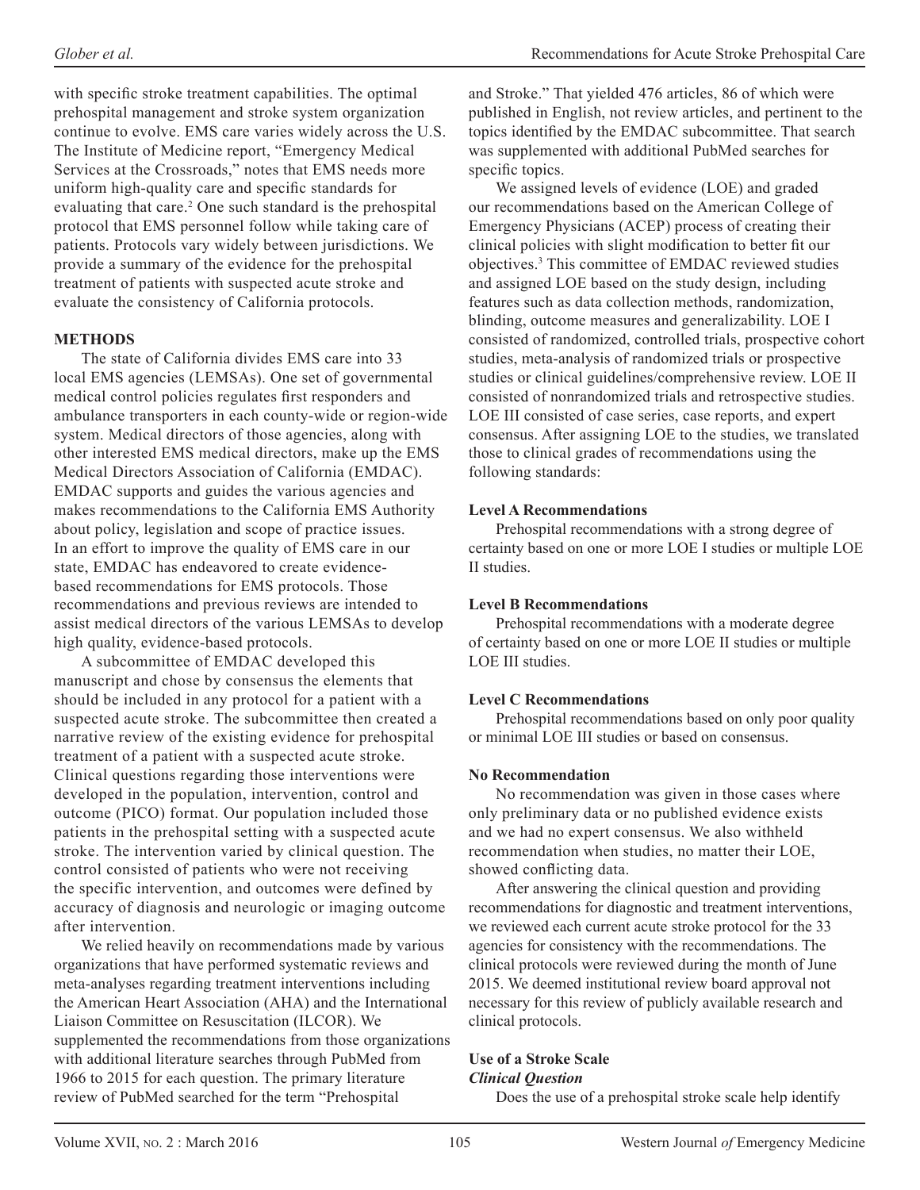with specific stroke treatment capabilities. The optimal prehospital management and stroke system organization continue to evolve. EMS care varies widely across the U.S. The Institute of Medicine report, "Emergency Medical Services at the Crossroads," notes that EMS needs more uniform high-quality care and specific standards for evaluating that care.[2] One such standard is the prehospital protocol that EMS personnel follow while taking care of patients. Protocols vary widely between jurisdictions. We provide a summary of the evidence for the prehospital treatment of patients with suspected acute stroke and evaluate the consistency of California protocols.

## METHODS

The state of California divides EMS care into 33 local EMS agencies (LEMSAs). One set of governmental medical control policies regulates first responders and ambulance transporters in each county-wide or region-wide system. Medical directors of those agencies, along with other interested EMS medical directors, make up the EMS Medical Directors Association of California (EMDAC). EMDAC supports and guides the various agencies and makes recommendations to the California EMS Authority about policy, legislation and scope of practice issues. In an effort to improve the quality of EMS care in our state, EMDAC has endeavored to create evidence-based recommendations for EMS protocols. Those recommendations and previous reviews are intended to assist medical directors of the various LEMSAs to develop high quality, evidence-based protocols.

A subcommittee of EMDAC developed this manuscript and chose by consensus the elements that should be included in any protocol for a patient with a suspected acute stroke. The subcommittee then created a narrative review of the existing evidence for prehospital treatment of a patient with a suspected acute stroke. Clinical questions regarding those interventions were developed in the population, intervention, control and outcome (PICO) format. Our population included those patients in the prehospital setting with a suspected acute stroke. The intervention varied by clinical question. The control consisted of patients who were not receiving the specific intervention, and outcomes were defined by accuracy of diagnosis and neurologic or imaging outcome after intervention.

We relied heavily on recommendations made by various organizations that have performed systematic reviews and meta-analyses regarding treatment interventions including the American Heart Association (AHA) and the International Liaison Committee on Resuscitation (ILCOR). We supplemented the recommendations from those organizations with additional literature searches through PubMed from 1966 to 2015 for each question. The primary literature review of PubMed searched for the term "Prehospital and Stroke." That yielded 476 articles, 86 of which were published in English, not review articles, and pertinent to the topics identified by the EMDAC subcommittee. That search was supplemented with additional PubMed searches for specific topics.

We assigned levels of evidence (LOE) and graded our recommendations based on the American College of Emergency Physicians (ACEP) process of creating their clinical policies with slight modification to better fit our objectives.[3] This committee of EMDAC reviewed studies and assigned LOE based on the study design, including features such as data collection methods, randomization, blinding, outcome measures and generalizability. LOE I consisted of randomized, controlled trials, prospective cohort studies, meta-analysis of randomized trials or prospective studies or clinical guidelines/comprehensive review. LOE II consisted of nonrandomized trials and retrospective studies. LOE III consisted of case series, case reports, and expert consensus. After assigning LOE to the studies, we translated those to clinical grades of recommendations using the following standards:

### Level A Recommendations

Prehospital recommendations with a strong degree of certainty based on one or more LOE I studies or multiple LOE II studies.

### Level B Recommendations

Prehospital recommendations with a moderate degree of certainty based on one or more LOE II studies or multiple LOE III studies.

### Level C Recommendations

Prehospital recommendations based on only poor quality or minimal LOE III studies or based on consensus.

### No Recommendation

No recommendation was given in those cases where only preliminary data or no published evidence exists and we had no expert consensus. We also withheld recommendation when studies, no matter their LOE, showed conflicting data.

After answering the clinical question and providing recommendations for diagnostic and treatment interventions, we reviewed each current acute stroke protocol for the 33 agencies for consistency with the recommendations. The clinical protocols were reviewed during the month of June 2015. We deemed institutional review board approval not necessary for this review of publicly available research and clinical protocols.

### Use of a Stroke Scale

#### *Clinical Question*

Does the use of a prehospital stroke scale help identify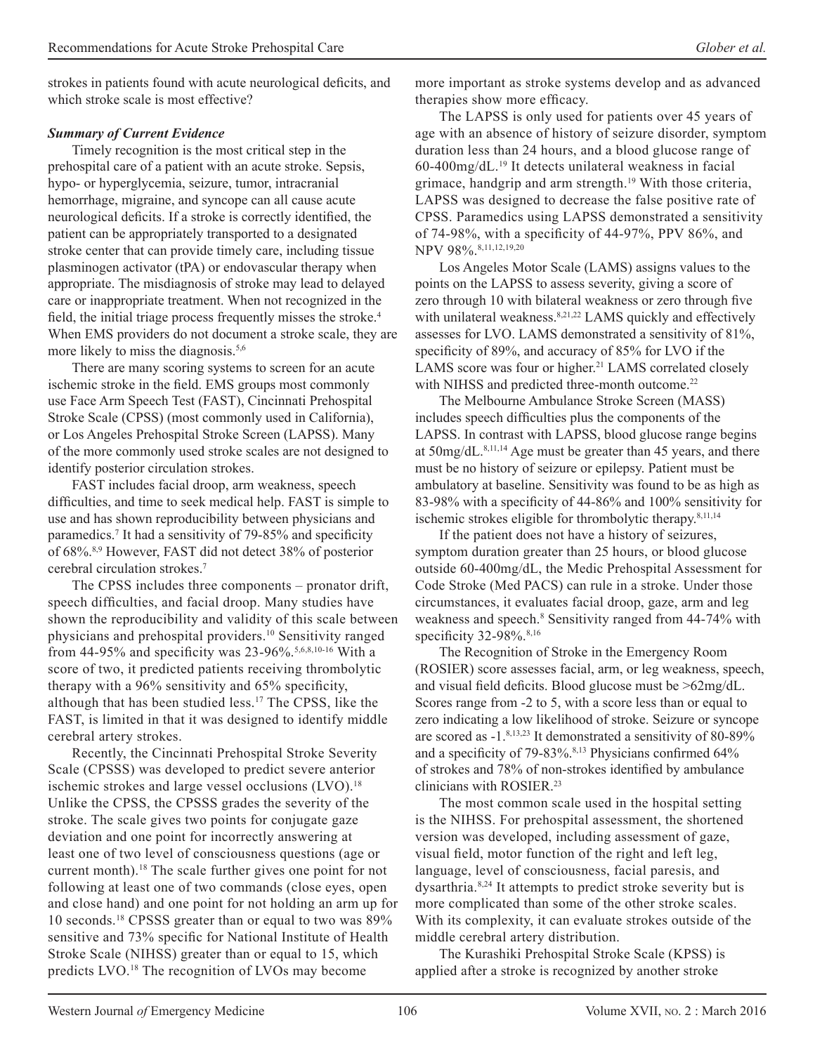strokes in patients found with acute neurological deficits, and which stroke scale is most effective?

***Summary of Current Evidence***

Timely recognition is the most critical step in the prehospital care of a patient with an acute stroke. Sepsis, hypo- or hyperglycemia, seizure, tumor, intracranial hemorrhage, migraine, and syncope can all cause acute neurological deficits. If a stroke is correctly identified, the patient can be appropriately transported to a designated stroke center that can provide timely care, including tissue plasminogen activator (tPA) or endovascular therapy when appropriate. The misdiagnosis of stroke may lead to delayed care or inappropriate treatment. When not recognized in the field, the initial triage process frequently misses the stroke.[4] When EMS providers do not document a stroke scale, they are more likely to miss the diagnosis.[5,6]

There are many scoring systems to screen for an acute ischemic stroke in the field. EMS groups most commonly use Face Arm Speech Test (FAST), Cincinnati Prehospital Stroke Scale (CPSS) (most commonly used in California), or Los Angeles Prehospital Stroke Screen (LAPSS). Many of the more commonly used stroke scales are not designed to identify posterior circulation strokes.

FAST includes facial droop, arm weakness, speech difficulties, and time to seek medical help. FAST is simple to use and has shown reproducibility between physicians and paramedics.[7] It had a sensitivity of 79-85% and specificity of 68%.[8,9] However, FAST did not detect 38% of posterior cerebral circulation strokes.[7]

The CPSS includes three components – pronator drift, speech difficulties, and facial droop. Many studies have shown the reproducibility and validity of this scale between physicians and prehospital providers.[10] Sensitivity ranged from 44-95% and specificity was 23-96%.[5,6,8,10-16] With a score of two, it predicted patients receiving thrombolytic therapy with a 96% sensitivity and 65% specificity, although that has been studied less.[17] The CPSS, like the FAST, is limited in that it was designed to identify middle cerebral artery strokes.

Recently, the Cincinnati Prehospital Stroke Severity Scale (CPSSS) was developed to predict severe anterior ischemic strokes and large vessel occlusions (LVO).[18] Unlike the CPSS, the CPSSS grades the severity of the stroke. The scale gives two points for conjugate gaze deviation and one point for incorrectly answering at least one of two level of consciousness questions (age or current month).[18] The scale further gives one point for not following at least one of two commands (close eyes, open and close hand) and one point for not holding an arm up for 10 seconds.[18] CPSSS greater than or equal to two was 89% sensitive and 73% specific for National Institute of Health Stroke Scale (NIHSS) greater than or equal to 15, which predicts LVO.[18] The recognition of LVOs may become more important as stroke systems develop and as advanced therapies show more efficacy.

The LAPSS is only used for patients over 45 years of age with an absence of history of seizure disorder, symptom duration less than 24 hours, and a blood glucose range of 60-400mg/dL.[19] It detects unilateral weakness in facial grimace, handgrip and arm strength.[19] With those criteria, LAPSS was designed to decrease the false positive rate of CPSS. Paramedics using LAPSS demonstrated a sensitivity of 74-98%, with a specificity of 44-97%, PPV 86%, and NPV 98%.[8,11,12,19,20]

Los Angeles Motor Scale (LAMS) assigns values to the points on the LAPSS to assess severity, giving a score of zero through 10 with bilateral weakness or zero through five with unilateral weakness.[8,21,22] LAMS quickly and effectively assesses for LVO. LAMS demonstrated a sensitivity of 81%, specificity of 89%, and accuracy of 85% for LVO if the LAMS score was four or higher.[21] LAMS correlated closely with NIHSS and predicted three-month outcome.[22]

The Melbourne Ambulance Stroke Screen (MASS) includes speech difficulties plus the components of the LAPSS. In contrast with LAPSS, blood glucose range begins at 50mg/dL.[8,11,14] Age must be greater than 45 years, and there must be no history of seizure or epilepsy. Patient must be ambulatory at baseline. Sensitivity was found to be as high as 83-98% with a specificity of 44-86% and 100% sensitivity for ischemic strokes eligible for thrombolytic therapy.[8,11,14]

If the patient does not have a history of seizures, symptom duration greater than 25 hours, or blood glucose outside 60-400mg/dL, the Medic Prehospital Assessment for Code Stroke (Med PACS) can rule in a stroke. Under those circumstances, it evaluates facial droop, gaze, arm and leg weakness and speech.[8] Sensitivity ranged from 44-74% with specificity 32-98%.[8,16]

The Recognition of Stroke in the Emergency Room (ROSIER) score assesses facial, arm, or leg weakness, speech, and visual field deficits. Blood glucose must be >62mg/dL. Scores range from -2 to 5, with a score less than or equal to zero indicating a low likelihood of stroke. Seizure or syncope are scored as -1.[8,13,23] It demonstrated a sensitivity of 80-89% and a specificity of 79-83%.[8,13] Physicians confirmed 64% of strokes and 78% of non-strokes identified by ambulance clinicians with ROSIER.[23]

The most common scale used in the hospital setting is the NIHSS. For prehospital assessment, the shortened version was developed, including assessment of gaze, visual field, motor function of the right and left leg, language, level of consciousness, facial paresis, and dysarthria.[8,24] It attempts to predict stroke severity but is more complicated than some of the other stroke scales. With its complexity, it can evaluate strokes outside of the middle cerebral artery distribution.

The Kurashiki Prehospital Stroke Scale (KPSS) is applied after a stroke is recognized by another stroke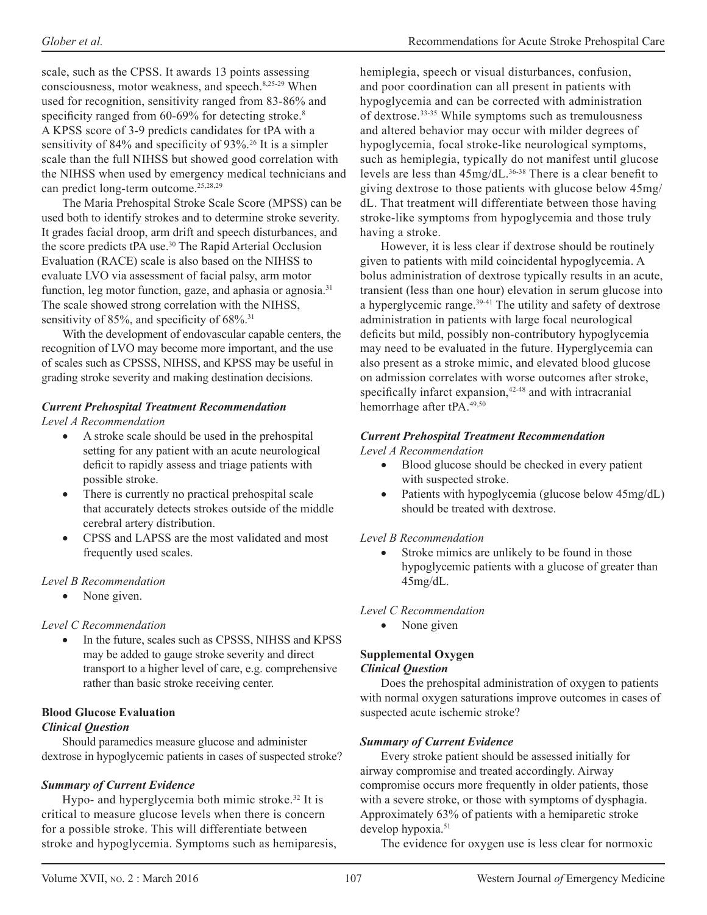scale, such as the CPSS. It awards 13 points assessing consciousness, motor weakness, and speech.[8,25-29] When used for recognition, sensitivity ranged from 83-86% and specificity ranged from 60-69% for detecting stroke.[8] A KPSS score of 3-9 predicts candidates for tPA with a sensitivity of 84% and specificity of 93%.[26] It is a simpler scale than the full NIHSS but showed good correlation with the NIHSS when used by emergency medical technicians and can predict long-term outcome.[25,28,29]

The Maria Prehospital Stroke Scale Score (MPSS) can be used both to identify strokes and to determine stroke severity. It grades facial droop, arm drift and speech disturbances, and the score predicts tPA use.[30] The Rapid Arterial Occlusion Evaluation (RACE) scale is also based on the NIHSS to evaluate LVO via assessment of facial palsy, arm motor function, leg motor function, gaze, and aphasia or agnosia.[31] The scale showed strong correlation with the NIHSS, sensitivity of 85%, and specificity of 68%.[31]

With the development of endovascular capable centers, the recognition of LVO may become more important, and the use of scales such as CPSSS, NIHSS, and KPSS may be useful in grading stroke severity and making destination decisions.

### *Current Prehospital Treatment Recommendation*

*Level A Recommendation*

- A stroke scale should be used in the prehospital setting for any patient with an acute neurological deficit to rapidly assess and triage patients with possible stroke.
- There is currently no practical prehospital scale that accurately detects strokes outside of the middle cerebral artery distribution.
- CPSS and LAPSS are the most validated and most frequently used scales.

*Level B Recommendation*

- None given.

*Level C Recommendation*

- In the future, scales such as CPSSS, NIHSS and KPSS may be added to gauge stroke severity and direct transport to a higher level of care, e.g. comprehensive rather than basic stroke receiving center.

## Blood Glucose Evaluation

### *Clinical Question*

Should paramedics measure glucose and administer dextrose in hypoglycemic patients in cases of suspected stroke?

### *Summary of Current Evidence*

Hypo- and hyperglycemia both mimic stroke.[32] It is critical to measure glucose levels when there is concern for a possible stroke. This will differentiate between stroke and hypoglycemia. Symptoms such as hemiparesis, hemiplegia, speech or visual disturbances, confusion, and poor coordination can all present in patients with hypoglycemia and can be corrected with administration of dextrose.[33-35] While symptoms such as tremulousness and altered behavior may occur with milder degrees of hypoglycemia, focal stroke-like neurological symptoms, such as hemiplegia, typically do not manifest until glucose levels are less than 45mg/dL.[36-38] There is a clear benefit to giving dextrose to those patients with glucose below 45mg/dL. That treatment will differentiate between those having stroke-like symptoms from hypoglycemia and those truly having a stroke.

However, it is less clear if dextrose should be routinely given to patients with mild coincidental hypoglycemia. A bolus administration of dextrose typically results in an acute, transient (less than one hour) elevation in serum glucose into a hyperglycemic range.[39-41] The utility and safety of dextrose administration in patients with large focal neurological deficits but mild, possibly non-contributory hypoglycemia may need to be evaluated in the future. Hyperglycemia can also present as a stroke mimic, and elevated blood glucose on admission correlates with worse outcomes after stroke, specifically infarct expansion,[42-48] and with intracranial hemorrhage after tPA.[49,50]

### *Current Prehospital Treatment Recommendation*

*Level A Recommendation*

- Blood glucose should be checked in every patient with suspected stroke.
- Patients with hypoglycemia (glucose below 45mg/dL) should be treated with dextrose.

*Level B Recommendation*

- Stroke mimics are unlikely to be found in those hypoglycemic patients with a glucose of greater than 45mg/dL.

*Level C Recommendation*

- None given

## Supplemental Oxygen

### *Clinical Question*

Does the prehospital administration of oxygen to patients with normal oxygen saturations improve outcomes in cases of suspected acute ischemic stroke?

### *Summary of Current Evidence*

Every stroke patient should be assessed initially for airway compromise and treated accordingly. Airway compromise occurs more frequently in older patients, those with a severe stroke, or those with symptoms of dysphagia. Approximately 63% of patients with a hemiparetic stroke develop hypoxia.[51]

The evidence for oxygen use is less clear for normoxic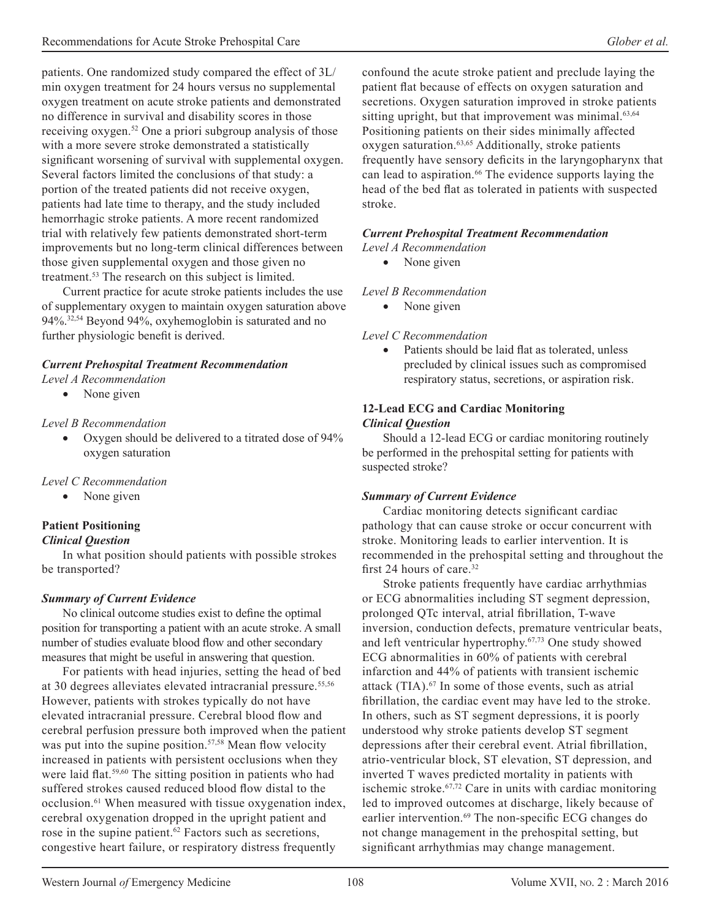patients. One randomized study compared the effect of 3L/min oxygen treatment for 24 hours versus no supplemental oxygen treatment on acute stroke patients and demonstrated no difference in survival and disability scores in those receiving oxygen.[52] One a priori subgroup analysis of those with a more severe stroke demonstrated a statistically significant worsening of survival with supplemental oxygen. Several factors limited the conclusions of that study: a portion of the treated patients did not receive oxygen, patients had late time to therapy, and the study included hemorrhagic stroke patients. A more recent randomized trial with relatively few patients demonstrated short-term improvements but no long-term clinical differences between those given supplemental oxygen and those given no treatment.[53] The research on this subject is limited.

Current practice for acute stroke patients includes the use of supplementary oxygen to maintain oxygen saturation above 94%.[32,54] Beyond 94%, oxyhemoglobin is saturated and no further physiologic benefit is derived.

***Current Prehospital Treatment Recommendation***

*Level A Recommendation*

- None given

*Level B Recommendation*

- Oxygen should be delivered to a titrated dose of 94% oxygen saturation

*Level C Recommendation*

- None given

**Patient Positioning**

***Clinical Question***

In what position should patients with possible strokes be transported?

***Summary of Current Evidence***

No clinical outcome studies exist to define the optimal position for transporting a patient with an acute stroke. A small number of studies evaluate blood flow and other secondary measures that might be useful in answering that question.

For patients with head injuries, setting the head of bed at 30 degrees alleviates elevated intracranial pressure.[55,56] However, patients with strokes typically do not have elevated intracranial pressure. Cerebral blood flow and cerebral perfusion pressure both improved when the patient was put into the supine position.[57,58] Mean flow velocity increased in patients with persistent occlusions when they were laid flat.[59,60] The sitting position in patients who had suffered strokes caused reduced blood flow distal to the occlusion.[61] When measured with tissue oxygenation index, cerebral oxygenation dropped in the upright patient and rose in the supine patient.[62] Factors such as secretions, congestive heart failure, or respiratory distress frequently confound the acute stroke patient and preclude laying the patient flat because of effects on oxygen saturation and secretions. Oxygen saturation improved in stroke patients sitting upright, but that improvement was minimal.[63,64] Positioning patients on their sides minimally affected oxygen saturation.[63,65] Additionally, stroke patients frequently have sensory deficits in the laryngopharynx that can lead to aspiration.[66] The evidence supports laying the head of the bed flat as tolerated in patients with suspected stroke.

***Current Prehospital Treatment Recommendation***

*Level A Recommendation*

- None given

*Level B Recommendation*

- None given

*Level C Recommendation*

- Patients should be laid flat as tolerated, unless precluded by clinical issues such as compromised respiratory status, secretions, or aspiration risk.

**12-Lead ECG and Cardiac Monitoring**

***Clinical Question***

Should a 12-lead ECG or cardiac monitoring routinely be performed in the prehospital setting for patients with suspected stroke?

***Summary of Current Evidence***

Cardiac monitoring detects significant cardiac pathology that can cause stroke or occur concurrent with stroke. Monitoring leads to earlier intervention. It is recommended in the prehospital setting and throughout the first 24 hours of care.[32]

Stroke patients frequently have cardiac arrhythmias or ECG abnormalities including ST segment depression, prolonged QTc interval, atrial fibrillation, T-wave inversion, conduction defects, premature ventricular beats, and left ventricular hypertrophy.[67,73] One study showed ECG abnormalities in 60% of patients with cerebral infarction and 44% of patients with transient ischemic attack (TIA).[67] In some of those events, such as atrial fibrillation, the cardiac event may have led to the stroke. In others, such as ST segment depressions, it is poorly understood why stroke patients develop ST segment depressions after their cerebral event. Atrial fibrillation, atrio-ventricular block, ST elevation, ST depression, and inverted T waves predicted mortality in patients with ischemic stroke.[67,72] Care in units with cardiac monitoring led to improved outcomes at discharge, likely because of earlier intervention.[69] The non-specific ECG changes do not change management in the prehospital setting, but significant arrhythmias may change management.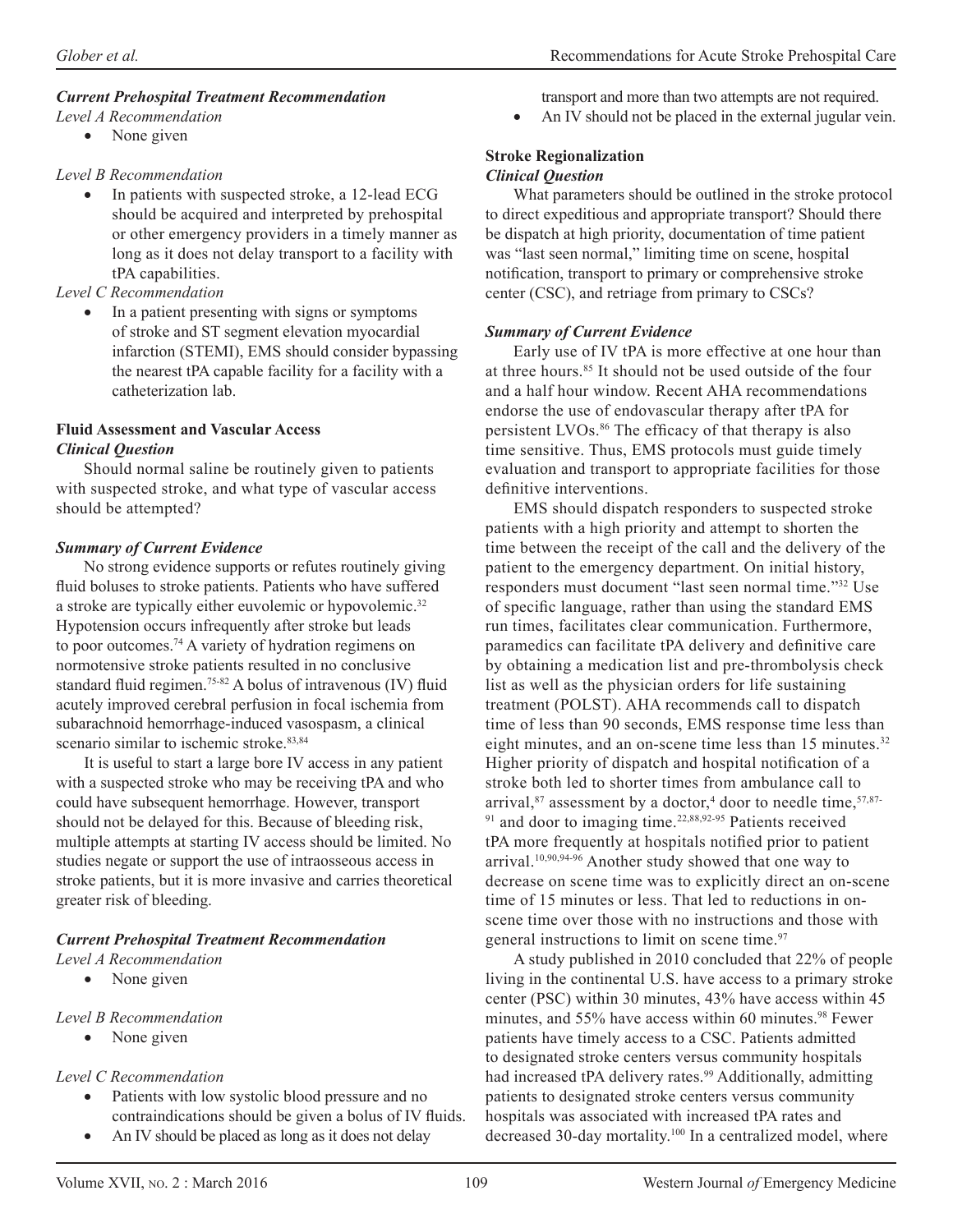### *Current Prehospital Treatment Recommendation*

*Level A Recommendation*

- None given

*Level B Recommendation*

- In patients with suspected stroke, a 12-lead ECG should be acquired and interpreted by prehospital or other emergency providers in a timely manner as long as it does not delay transport to a facility with tPA capabilities.

*Level C Recommendation*

- In a patient presenting with signs or symptoms of stroke and ST segment elevation myocardial infarction (STEMI), EMS should consider bypassing the nearest tPA capable facility for a facility with a catheterization lab.

## Fluid Assessment and Vascular Access

### *Clinical Question*

Should normal saline be routinely given to patients with suspected stroke, and what type of vascular access should be attempted?

### *Summary of Current Evidence*

No strong evidence supports or refutes routinely giving fluid boluses to stroke patients. Patients who have suffered a stroke are typically either euvolemic or hypovolemic.[32] Hypotension occurs infrequently after stroke but leads to poor outcomes.[74] A variety of hydration regimens on normotensive stroke patients resulted in no conclusive standard fluid regimen.[75-82] A bolus of intravenous (IV) fluid acutely improved cerebral perfusion in focal ischemia from subarachnoid hemorrhage-induced vasospasm, a clinical scenario similar to ischemic stroke.[83,84]

It is useful to start a large bore IV access in any patient with a suspected stroke who may be receiving tPA and who could have subsequent hemorrhage. However, transport should not be delayed for this. Because of bleeding risk, multiple attempts at starting IV access should be limited. No studies negate or support the use of intraosseous access in stroke patients, but it is more invasive and carries theoretical greater risk of bleeding.

### *Current Prehospital Treatment Recommendation*

*Level A Recommendation*

- None given

*Level B Recommendation*

- None given

*Level C Recommendation*

- Patients with low systolic blood pressure and no contraindications should be given a bolus of IV fluids.
- An IV should be placed as long as it does not delay transport and more than two attempts are not required.
- An IV should not be placed in the external jugular vein.

## Stroke Regionalization

### *Clinical Question*

What parameters should be outlined in the stroke protocol to direct expeditious and appropriate transport? Should there be dispatch at high priority, documentation of time patient was "last seen normal," limiting time on scene, hospital notification, transport to primary or comprehensive stroke center (CSC), and retriage from primary to CSCs?

### *Summary of Current Evidence*

Early use of IV tPA is more effective at one hour than at three hours.[85] It should not be used outside of the four and a half hour window. Recent AHA recommendations endorse the use of endovascular therapy after tPA for persistent LVOs.[86] The efficacy of that therapy is also time sensitive. Thus, EMS protocols must guide timely evaluation and transport to appropriate facilities for those definitive interventions.

EMS should dispatch responders to suspected stroke patients with a high priority and attempt to shorten the time between the receipt of the call and the delivery of the patient to the emergency department. On initial history, responders must document "last seen normal time."[32] Use of specific language, rather than using the standard EMS run times, facilitates clear communication. Furthermore, paramedics can facilitate tPA delivery and definitive care by obtaining a medication list and pre-thrombolysis check list as well as the physician orders for life sustaining treatment (POLST). AHA recommends call to dispatch time of less than 90 seconds, EMS response time less than eight minutes, and an on-scene time less than 15 minutes.[32] Higher priority of dispatch and hospital notification of a stroke both led to shorter times from ambulance call to arrival,[87] assessment by a doctor,[4] door to needle time,[57,87-91] and door to imaging time.[22,88,92-95] Patients received tPA more frequently at hospitals notified prior to patient arrival.[10,90,94-96] Another study showed that one way to decrease on scene time was to explicitly direct an on-scene time of 15 minutes or less. That led to reductions in on-scene time over those with no instructions and those with general instructions to limit on scene time.[97]

A study published in 2010 concluded that 22% of people living in the continental U.S. have access to a primary stroke center (PSC) within 30 minutes, 43% have access within 45 minutes, and 55% have access within 60 minutes.[98] Fewer patients have timely access to a CSC. Patients admitted to designated stroke centers versus community hospitals had increased tPA delivery rates.[99] Additionally, admitting patients to designated stroke centers versus community hospitals was associated with increased tPA rates and decreased 30-day mortality.[100] In a centralized model, where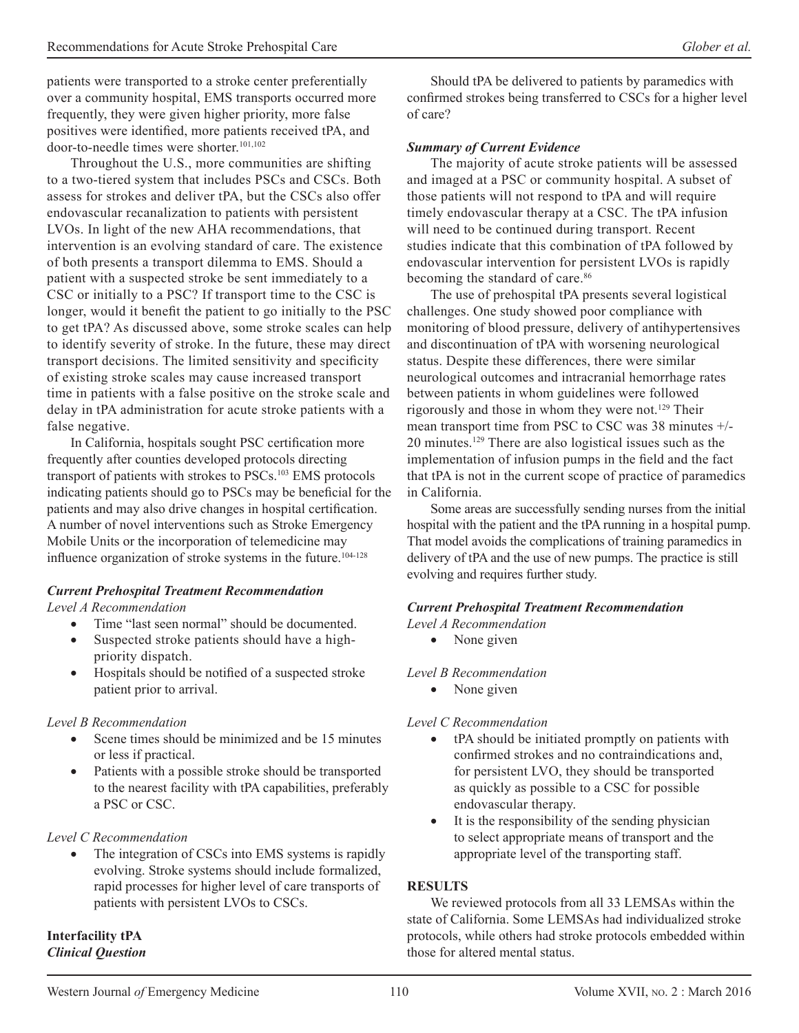patients were transported to a stroke center preferentially over a community hospital, EMS transports occurred more frequently, they were given higher priority, more false positives were identified, more patients received tPA, and door-to-needle times were shorter.[101,102]

Throughout the U.S., more communities are shifting to a two-tiered system that includes PSCs and CSCs. Both assess for strokes and deliver tPA, but the CSCs also offer endovascular recanalization to patients with persistent LVOs. In light of the new AHA recommendations, that intervention is an evolving standard of care. The existence of both presents a transport dilemma to EMS. Should a patient with a suspected stroke be sent immediately to a CSC or initially to a PSC? If transport time to the CSC is longer, would it benefit the patient to go initially to the PSC to get tPA? As discussed above, some stroke scales can help to identify severity of stroke. In the future, these may direct transport decisions. The limited sensitivity and specificity of existing stroke scales may cause increased transport time in patients with a false positive on the stroke scale and delay in tPA administration for acute stroke patients with a false negative.

In California, hospitals sought PSC certification more frequently after counties developed protocols directing transport of patients with strokes to PSCs.[103] EMS protocols indicating patients should go to PSCs may be beneficial for the patients and may also drive changes in hospital certification. A number of novel interventions such as Stroke Emergency Mobile Units or the incorporation of telemedicine may influence organization of stroke systems in the future.[104-128]

***Current Prehospital Treatment Recommendation***

*Level A Recommendation*

- Time "last seen normal" should be documented.
- Suspected stroke patients should have a high-priority dispatch.
- Hospitals should be notified of a suspected stroke patient prior to arrival.

*Level B Recommendation*

- Scene times should be minimized and be 15 minutes or less if practical.
- Patients with a possible stroke should be transported to the nearest facility with tPA capabilities, preferably a PSC or CSC.

*Level C Recommendation*

- The integration of CSCs into EMS systems is rapidly evolving. Stroke systems should include formalized, rapid processes for higher level of care transports of patients with persistent LVOs to CSCs.

**Interfacility tPA**

***Clinical Question***

Should tPA be delivered to patients by paramedics with confirmed strokes being transferred to CSCs for a higher level of care?

***Summary of Current Evidence***

The majority of acute stroke patients will be assessed and imaged at a PSC or community hospital. A subset of those patients will not respond to tPA and will require timely endovascular therapy at a CSC. The tPA infusion will need to be continued during transport. Recent studies indicate that this combination of tPA followed by endovascular intervention for persistent LVOs is rapidly becoming the standard of care.[86]

The use of prehospital tPA presents several logistical challenges. One study showed poor compliance with monitoring of blood pressure, delivery of antihypertensives and discontinuation of tPA with worsening neurological status. Despite these differences, there were similar neurological outcomes and intracranial hemorrhage rates between patients in whom guidelines were followed rigorously and those in whom they were not.[129] Their mean transport time from PSC to CSC was 38 minutes +/- 20 minutes.[129] There are also logistical issues such as the implementation of infusion pumps in the field and the fact that tPA is not in the current scope of practice of paramedics in California.

Some areas are successfully sending nurses from the initial hospital with the patient and the tPA running in a hospital pump. That model avoids the complications of training paramedics in delivery of tPA and the use of new pumps. The practice is still evolving and requires further study.

***Current Prehospital Treatment Recommendation***

*Level A Recommendation*

- None given

*Level B Recommendation*

- None given

*Level C Recommendation*

- tPA should be initiated promptly on patients with confirmed strokes and no contraindications and, for persistent LVO, they should be transported as quickly as possible to a CSC for possible endovascular therapy.
- It is the responsibility of the sending physician to select appropriate means of transport and the appropriate level of the transporting staff.

## RESULTS

We reviewed protocols from all 33 LEMSAs within the state of California. Some LEMSAs had individualized stroke protocols, while others had stroke protocols embedded within those for altered mental status.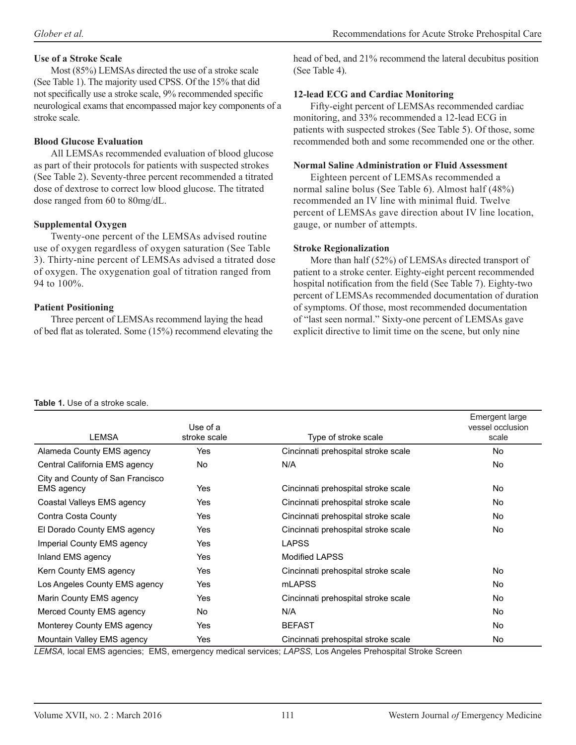### Use of a Stroke Scale

Most (85%) LEMSAs directed the use of a stroke scale (See Table 1). The majority used CPSS. Of the 15% that did not specifically use a stroke scale, 9% recommended specific neurological exams that encompassed major key components of a stroke scale.

### Blood Glucose Evaluation

All LEMSAs recommended evaluation of blood glucose as part of their protocols for patients with suspected strokes (See Table 2). Seventy-three percent recommended a titrated dose of dextrose to correct low blood glucose. The titrated dose ranged from 60 to 80mg/dL.

### Supplemental Oxygen

Twenty-one percent of the LEMSAs advised routine use of oxygen regardless of oxygen saturation (See Table 3). Thirty-nine percent of LEMSAs advised a titrated dose of oxygen. The oxygenation goal of titration ranged from 94 to 100%.

### Patient Positioning

Three percent of LEMSAs recommend laying the head of bed flat as tolerated. Some (15%) recommend elevating the head of bed, and 21% recommend the lateral decubitus position (See Table 4).

### 12-lead ECG and Cardiac Monitoring

Fifty-eight percent of LEMSAs recommended cardiac monitoring, and 33% recommended a 12-lead ECG in patients with suspected strokes (See Table 5). Of those, some recommended both and some recommended one or the other.

### Normal Saline Administration or Fluid Assessment

Eighteen percent of LEMSAs recommended a normal saline bolus (See Table 6). Almost half (48%) recommended an IV line with minimal fluid. Twelve percent of LEMSAs gave direction about IV line location, gauge, or number of attempts.

### Stroke Regionalization

More than half (52%) of LEMSAs directed transport of patient to a stroke center. Eighty-eight percent recommended hospital notification from the field (See Table 7). Eighty-two percent of LEMSAs recommended documentation of duration of symptoms. Of those, most recommended documentation of "last seen normal." Sixty-one percent of LEMSAs gave explicit directive to limit time on the scene, but only nine

**Table 1.** Use of a stroke scale.

| LEMSA | Use of a stroke scale | Type of stroke scale | Emergent large vessel occlusion scale |
|---|---|---|---|
| Alameda County EMS agency | Yes | Cincinnati prehospital stroke scale | No |
| Central California EMS agency | No | N/A | No |
| City and County of San Francisco EMS agency | Yes | Cincinnati prehospital stroke scale | No |
| Coastal Valleys EMS agency | Yes | Cincinnati prehospital stroke scale | No |
| Contra Costa County | Yes | Cincinnati prehospital stroke scale | No |
| El Dorado County EMS agency | Yes | Cincinnati prehospital stroke scale | No |
| Imperial County EMS agency | Yes | LAPSS | |
| Inland EMS agency | Yes | Modified LAPSS | |
| Kern County EMS agency | Yes | Cincinnati prehospital stroke scale | No |
| Los Angeles County EMS agency | Yes | mLAPSS | No |
| Marin County EMS agency | Yes | Cincinnati prehospital stroke scale | No |
| Merced County EMS agency | No | N/A | No |
| Monterey County EMS agency | Yes | BEFAST | No |
| Mountain Valley EMS agency | Yes | Cincinnati prehospital stroke scale | No |

*LEMSA,* local EMS agencies; EMS, emergency medical services; *LAPSS,* Los Angeles Prehospital Stroke Screen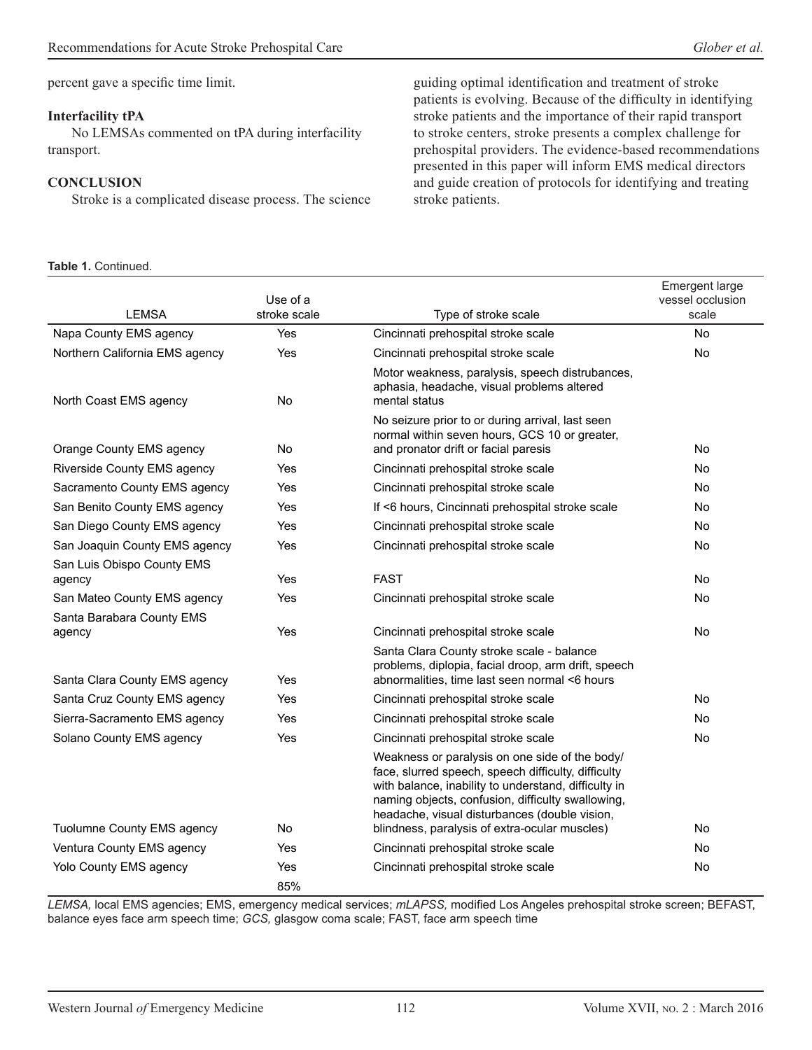percent gave a specific time limit.

### Interfacility tPA

No LEMSAs commented on tPA during interfacility transport.

## CONCLUSION

Stroke is a complicated disease process. The science guiding optimal identification and treatment of stroke patients is evolving. Because of the difficulty in identifying stroke patients and the importance of their rapid transport to stroke centers, stroke presents a complex challenge for prehospital providers. The evidence-based recommendations presented in this paper will inform EMS medical directors and guide creation of protocols for identifying and treating stroke patients.

**Table 1.** Continued.

| LEMSA | Use of a stroke scale | Type of stroke scale | Emergent large vessel occlusion scale |
|---|---|---|---|
| Napa County EMS agency | Yes | Cincinnati prehospital stroke scale | No |
| Northern California EMS agency | Yes | Cincinnati prehospital stroke scale | No |
| North Coast EMS agency | No | Motor weakness, paralysis, speech distrubances, aphasia, headache, visual problems altered mental status | |
| Orange County EMS agency | No | No seizure prior to or during arrival, last seen normal within seven hours, GCS 10 or greater, and pronator drift or facial paresis | No |
| Riverside County EMS agency | Yes | Cincinnati prehospital stroke scale | No |
| Sacramento County EMS agency | Yes | Cincinnati prehospital stroke scale | No |
| San Benito County EMS agency | Yes | If <6 hours, Cincinnati prehospital stroke scale | No |
| San Diego County EMS agency | Yes | Cincinnati prehospital stroke scale | No |
| San Joaquin County EMS agency | Yes | Cincinnati prehospital stroke scale | No |
| San Luis Obispo County EMS agency | Yes | FAST | No |
| San Mateo County EMS agency | Yes | Cincinnati prehospital stroke scale | No |
| Santa Barabara County EMS agency | Yes | Cincinnati prehospital stroke scale | No |
| Santa Clara County EMS agency | Yes | Santa Clara County stroke scale - balance problems, diplopia, facial droop, arm drift, speech abnormalities, time last seen normal <6 hours | |
| Santa Cruz County EMS agency | Yes | Cincinnati prehospital stroke scale | No |
| Sierra-Sacramento EMS agency | Yes | Cincinnati prehospital stroke scale | No |
| Solano County EMS agency | Yes | Cincinnati prehospital stroke scale | No |
| Tuolumne County EMS agency | No | Weakness or paralysis on one side of the body/face, slurred speech, speech difficulty, difficulty with balance, inability to understand, difficulty in naming objects, confusion, difficulty swallowing, headache, visual disturbances (double vision, blindness, paralysis of extra-ocular muscles) | No |
| Ventura County EMS agency | Yes | Cincinnati prehospital stroke scale | No |
| Yolo County EMS agency | Yes | Cincinnati prehospital stroke scale | No |
| | 85% | | |

*LEMSA,* local EMS agencies; EMS, emergency medical services; *mLAPSS,* modified Los Angeles prehospital stroke screen; BEFAST, balance eyes face arm speech time; *GCS,* glasgow coma scale; FAST, face arm speech time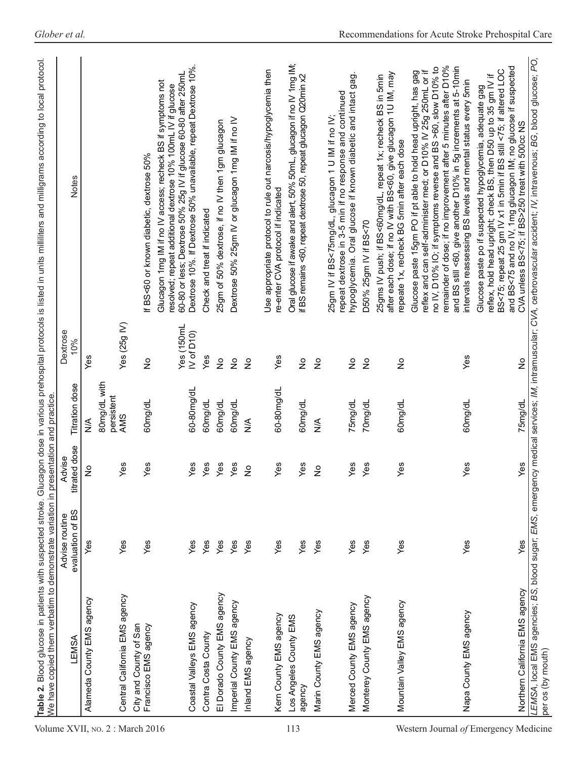**Table 2.** Blood glucose in patients with suspected stroke. Glucagon dose in various prehospital protocols is listed in units milliliters and milligrams according to local protocol. We have copied them verbatim to demonstrate variation in presentation and practice.

| LEMSA | Advise routine evaluation of BS | Advise titrated dose | Titration dose | Dextrose 10% | Notes |
|---|---|---|---|---|---|
| Alameda County EMS agency | Yes | No | N/A | Yes | |
| Central California EMS agency | Yes | Yes | 80mg/dL with persistent AMS | Yes (25g IV) | |
| City and County of San Francisco EMS agency | Yes | Yes | 60mg/dL | No | If BS<60 or known diabetic, dextrose 50% |
| Coastal Valleys EMS agency | Yes | Yes | 60-80mg/dL | Yes (150mL IV of D10) | Glucagon 1mg IM if no IV access; recheck BS if symptoms not resolved; repeat additional dextrose 10% 100mL IV if glucose 60-80 or less; Dextrose 50% 25g IV if glucose 60-80 after 250mL Dextrose 10%. If Dextrose 50% unavailable, repeat Dextrose 10%. |
| Contra Costa County | Yes | Yes | 60mg/dL | Yes | Check and treat if indicated |
| El Dorado County EMS agency | Yes | Yes | 60mg/dL | No | 25gm of 50% dextrose, if no IV then 1gm glucagon |
| Imperial County EMS agency | Yes | Yes | 60mg/dL | No | Dextrose 50% 25gm IV or glucagon 1mg IM if no IV |
| Inland EMS agency | Yes | No | N/A | No | |
| Kern County EMS agency | Yes | Yes | 60-80mg/dL | Yes | Use appropriate protocol to rule out narcosis/hypoglycemia then re-enter CVA protocol if indicated |
| Los Angeles County EMS agency | Yes | Yes | 60mg/dL | No | Oral glucose if awake and alert, 50% 50mL, glucagon if no IV 1mg IM; if BS remains <60, repeat dextrose 50, repeat glucagon Q20min x2 |
| Marin County EMS agency | Yes | No | N/A | No | |
| Merced County EMS agency | Yes | Yes | 75mg/dL | No | 25gm IV if BS<75mg/dL, glucagon 1 U IM if no IV; repeat dextrose in 3-5 min if no response and continued hypoglycemia. Oral glucose if known diabetic and intact gag. |
| Monterey County EMS agency | Yes | Yes | 70mg/dL | No | D50% 25gm IV if BS<70 |
| Mountain Valley EMS agency | Yes | Yes | 60mg/dL | No | 25gms IV push; if BS<60mg/dL, repeat 1x; recheck BS in 5min after each dose; if no IV with BS<60, give glucagon 1U IM, may repeate 1x, recheck BG 5min after each dose |
| Napa County EMS agency | Yes | Yes | 60mg/dL | Yes | Glucose paste 15gm PO if pt able to hold head upright, has gag reflex and can self-administer med; or D10% IV 25g 250mL or if no IV, D10% IO; if symptoms reverse and BS >60, slow D10% to remainder of dose; if no improvement after 5 minutes after D10% and BS still <60, give another D10% in 5g increments at 5-10min intervals reassessing BS levels and mental status every 5min |
| Northern California EMS agency | Yes | Yes | 75mg/dL | No | Glucose paste po if suspected hypoglycemia, adequate gag reflex, hold head upright; check BS, then D50 up to 35 gm IV if BS<75; repeat 25 gm IV x1 in 5min if BS still <75; if altered LOC and BS<75 and no IV, 1mg glucagon IM; no glucose if suspected CVA unless BS<75; if BS>250 treat with 500cc NS |

*LEMSA*, local EMS agencies; *BS*, blood sugar; *EMS*, emergency medical services; *IM*, intramuscular; *CVA*, cerbrovascular accident; *IV*, intravenous; *BG*, blood glucose; *PO*, per os (by mouth)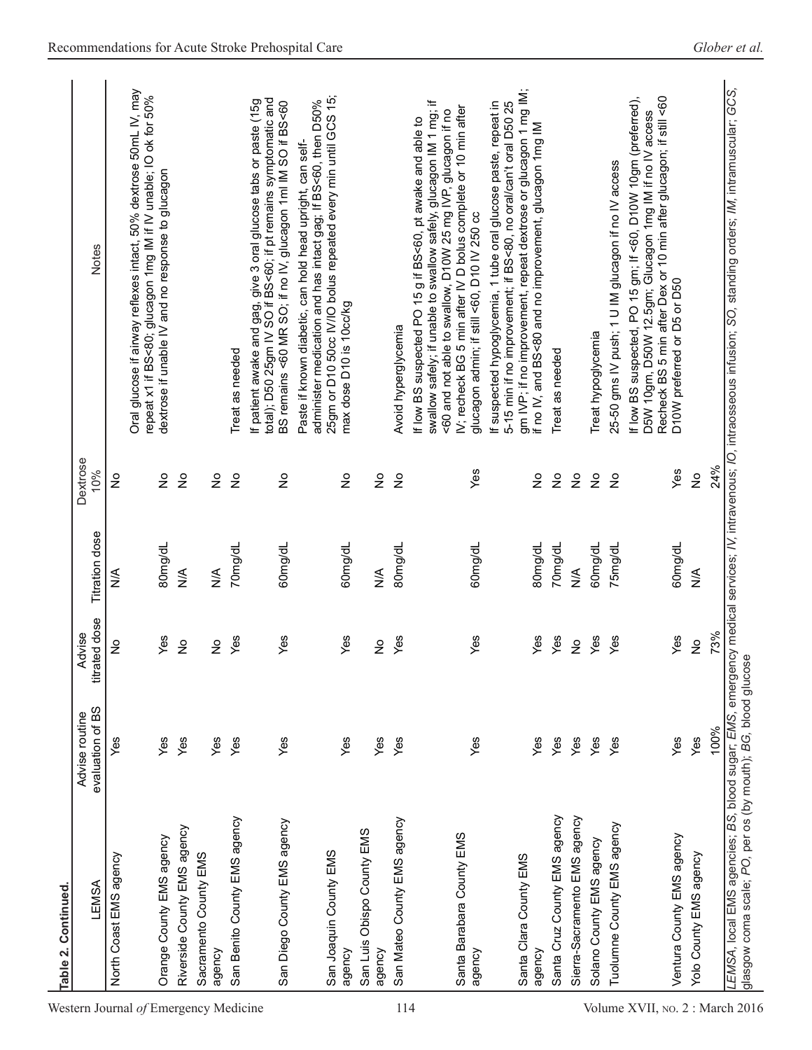**Table 2. Continued.**

| LEMSA | Advise routine evaluation of BS | Advise titrated dose | Titration dose | Dextrose 10% | Notes |
|---|---|---|---|---|---|
| North Coast EMS agency | Yes | No | N/A | No | Oral glucose if airway reflexes intact, 50% dextrose 50mL IV, may repeat x1 if BS<80; glucagon 1mg IM if IV unable; IO ok for 50% dextrose if unable IV and no response to glucagon |
| Orange County EMS agency | Yes | Yes | 80mg/dL | No | |
| Riverside County EMS agency | Yes | No | N/A | No | |
| Sacramento County EMS agency | Yes | No | N/A | No | |
| San Benito County EMS agency | Yes | Yes | 70mg/dL | No | Treat as needed |
| San Diego County EMS agency | Yes | Yes | 60mg/dL | No | If patient awake and gag, give 3 oral glucose tabs or paste (15g total); D50 25gm IV SO if BS<60; if pt remains symptomatic and BS remains <60 MR SO; if no IV, glucagon 1ml IM SO if BS<60 |
| San Joaquin County EMS agency | Yes | Yes | 60mg/dL | No | Paste if known diabetic, can hold head upright, can self-administer medication and has intact gag; If BS<60, then D50% 25gm or D10 50cc IV/IO bolus repeated every min until GCS 15; max dose D10 is 10cc/kg |
| San Luis Obispo County EMS agency | Yes | No | N/A | No | |
| San Mateo County EMS agency | Yes | Yes | 80mg/dL | No | Avoid hyperglycemia |
| Santa Barabara County EMS agency | Yes | Yes | 60mg/dL | Yes | If low BS suspected PO 15 g if BS<60, pt awake and able to swallow safely; if unable to swallow safely, glucagon IM 1 mg; if <60 and not able to swallow, D10W 25 mg IVP, glucagon if no IV; recheck BG 5 min after IV D bolus complete or 10 min after glucagon admin; if still <60, D10 IV 250 cc |
| Santa Clara County EMS agency | Yes | Yes | 80mg/dL | No | If suspected hypoglycemia, 1 tube oral glucose paste, repeat in 5-15 min if no improvement; if BS<80, no oral/can't oral D50 25 gm IVP; if no improvement, repeat dextrose or glucagon 1 mg IM; if no IV, and BS<80 and no improvement, glucagon 1mg IM |
| Santa Cruz County EMS agency | Yes | Yes | 70mg/dL | No | Treat as needed |
| Sierra-Sacramento EMS agency | Yes | No | N/A | No | |
| Solano County EMS agency | Yes | Yes | 60mg/dL | No | Treat hypoglycemia |
| Tuolumne County EMS agency | Yes | Yes | 75mg/dL | No | 25-50 gms IV push; 1 U IM glucagon if no IV access |
| Ventura County EMS agency | Yes | Yes | 60mg/dL | Yes | If low BS suspected, PO 15 gm; If <60, D10W 10gm (preferred), D5W 10gm, D50W 12.5gm; Glucagon 1mg IM if no IV access Recheck BS 5 min after Dex or 10 min after glucagon; if still <60 D10W preferred or D5 or D50 |
| Yolo County EMS agency | Yes | No | N/A | No | |
| | 100% | 73% | | 24% | |

*LEMSA*, local EMS agencies; *BS*, blood sugar; *EMS*, emergency medical services; *IV*, intravenous; *IO*, intraosseous infusion; *SO*, standing orders; *IM*, intramuscular; *GCS*, glasgow coma scale; *PO*, per os (by mouth); *BG*, blood glucose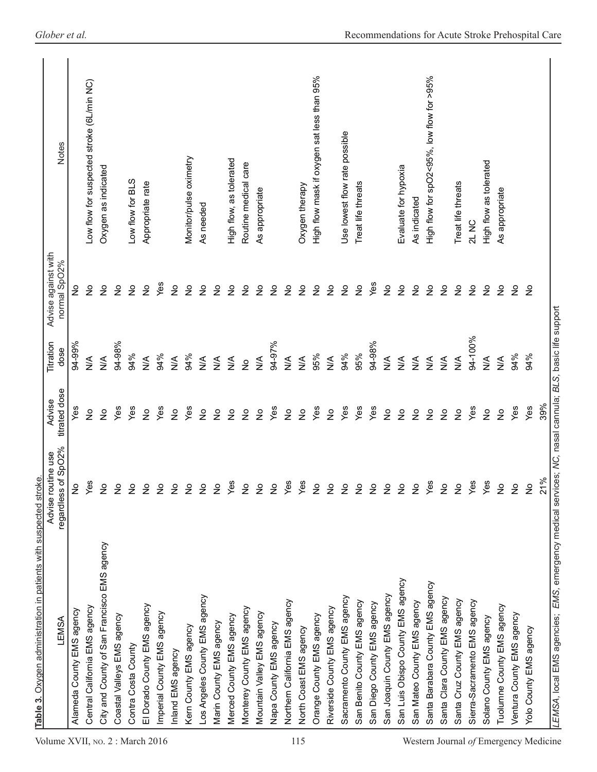**Table 3.** Oxygen administration in patients with suspected stroke.

| LEMSA | Advise routine use regardless of SpO2% | Advise titrated dose | Titration dose | Advise against with normal SpO2% | Notes |
|---|---|---|---|---|---|
| Alameda County EMS agency | No | Yes | 94-99% | No | |
| Central California EMS agency | Yes | No | N/A | No | Low flow for suspected stroke (6L/min NC) |
| City and County of San Francisco EMS agency | No | No | N/A | No | Oxygen as indicated |
| Coastal Valleys EMS agency | No | Yes | 94-98% | No | |
| Contra Costa County | No | Yes | 94% | No | Low flow for BLS |
| El Dorado County EMS agency | No | No | N/A | No | Appropriate rate |
| Imperial County EMS agency | No | Yes | 94% | Yes | |
| Inland EMS agency | No | No | N/A | No | |
| Kern County EMS agency | No | Yes | 94% | No | Monitor/pulse oximetry |
| Los Angeles County EMS agency | No | No | N/A | No | As needed |
| Marin County EMS agency | No | No | N/A | No | |
| Merced County EMS agency | Yes | No | N/A | No | High flow, as tolerated |
| Monterey County EMS agency | No | No | No | No | Routine medical care |
| Mountain Valley EMS agency | No | No | N/A | No | As appropriate |
| Napa County EMS agency | No | Yes | 94-97% | No | |
| Northern California EMS agency | Yes | No | N/A | No | |
| North Coast EMS agency | Yes | No | N/A | No | Oxygen therapy |
| Orange County EMS agency | No | Yes | 95% | No | High flow mask if oxygen sat less than 95% |
| Riverside County EMS agency | No | No | N/A | No | |
| Sacramento County EMS agency | No | Yes | 94% | No | Use lowest flow rate possible |
| San Benito County EMS agency | No | Yes | 95% | No | Treat life threats |
| San Diego County EMS agency | No | Yes | 94-98% | Yes | |
| San Joaquin County EMS agency | No | No | N/A | No | |
| San Luis Obispo County EMS agency | No | No | N/A | No | Evaluate for hypoxia |
| San Mateo County EMS agency | No | No | N/A | No | As indicated |
| Santa Barabara County EMS agency | Yes | No | N/A | No | High flow for spO2<95%, low flow for >95% |
| Santa Clara County EMS agency | No | No | N/A | No | |
| Santa Cruz County EMS agency | No | No | N/A | No | Treat life threats |
| Sierra-Sacramento EMS agency | Yes | Yes | 94-100% | No | 2L NC |
| Solano County EMS agency | Yes | No | N/A | No | High flow as tolerated |
| Tuolumne County EMS agency | No | No | N/A | No | As appropriate |
| Ventura County EMS agency | No | Yes | 94% | No | |
| Yolo County EMS agency | No | Yes | 94% | No | |
| | 21% | 39% | | | |

*LEMSA*, local EMS agencies; *EMS*, emergency medical services; *NC*, nasal cannula; *BLS*, basic life support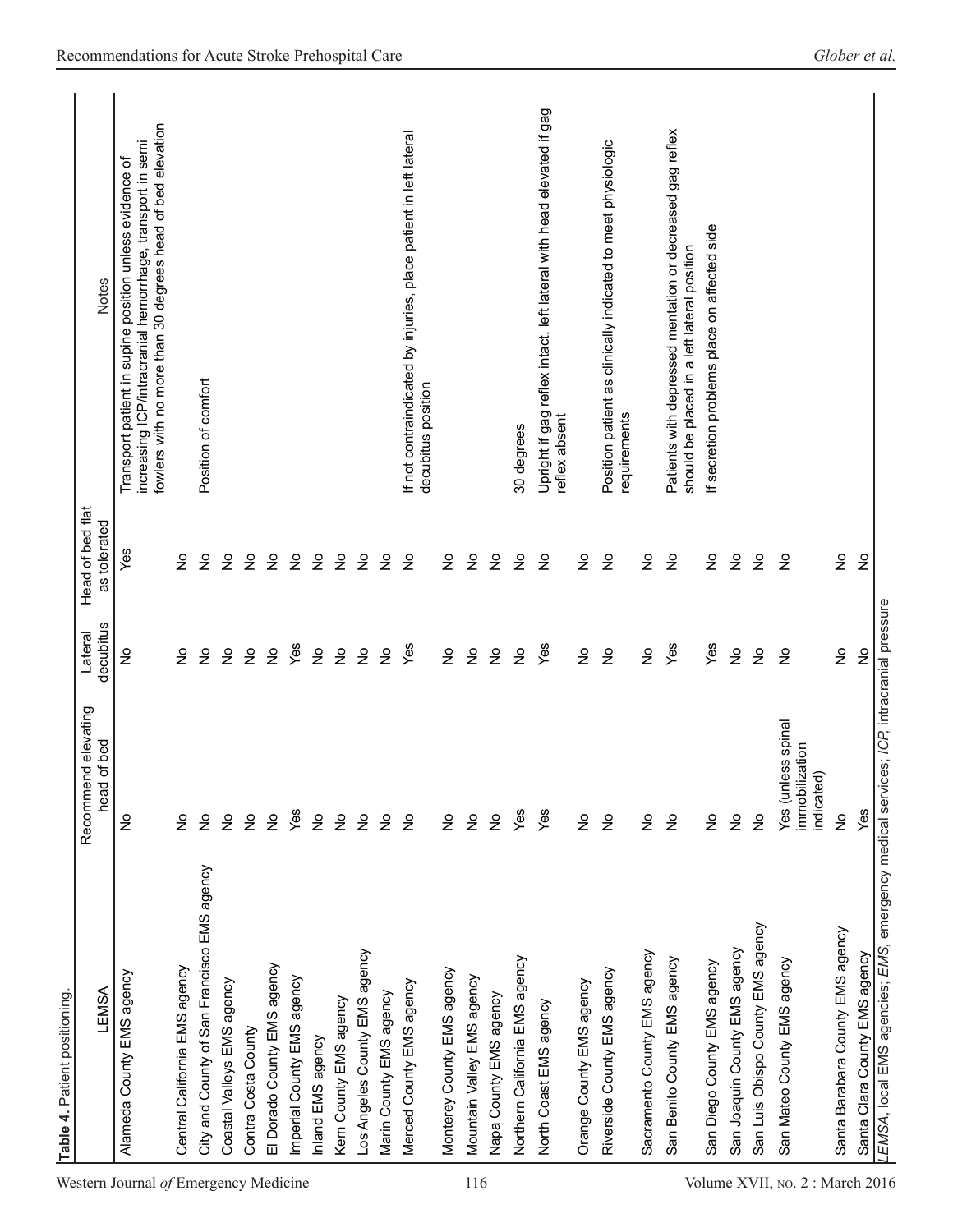**Table 4.** Patient positioning.

| LEMSA | Recommend elevating head of bed | Lateral decubitus | Head of bed flat as tolerated | Notes |
|---|---|---|---|---|
| Alameda County EMS agency | No | No | Yes | Transport patient in supine position unless evidence of increasing ICP/intracranial hemorrhage, transport in semi fowlers with no more than 30 degrees head of bed elevation |
| Central California EMS agency | No | No | No | |
| City and County of San Francisco EMS agency | No | No | No | Position of comfort |
| Coastal Valleys EMS agency | No | No | No | |
| Contra Costa County | No | No | No | |
| El Dorado County EMS agency | No | No | No | |
| Imperial County EMS agency | Yes | Yes | No | |
| Inland EMS agency | No | No | No | |
| Kern County EMS agency | No | No | No | |
| Los Angeles County EMS agency | No | No | No | |
| Marin County EMS agency | No | No | No | |
| Merced County EMS agency | No | Yes | No | If not contraindicated by injuries, place patient in left lateral decubitus position |
| Monterey County EMS agency | No | No | No | |
| Mountain Valley EMS agency | No | No | No | |
| Napa County EMS agency | No | No | No | |
| Northern California EMS agency | Yes | No | No | 30 degrees |
| North Coast EMS agency | Yes | Yes | No | Upright if gag reflex intact, left lateral with head elevated if gag reflex absent |
| Orange County EMS agency | No | No | No | |
| Riverside County EMS agency | No | No | No | Position patient as clinically indicated to meet physiologic requirements |
| Sacramento County EMS agency | No | No | No | |
| San Benito County EMS agency | No | Yes | No | Patients with depressed mentation or decreased gag reflex should be placed in a left lateral position |
| San Diego County EMS agency | No | Yes | No | If secretion problems place on affected side |
| San Joaquin County EMS agency | No | No | No | |
| San Luis Obispo County EMS agency | No | No | No | |
| San Mateo County EMS agency | Yes (unless spinal immobilization indicated) | No | No | |
| Santa Barabara County EMS agency | No | No | No | |
| Santa Clara County EMS agency | Yes | No | No | |

*LEMSA*, local EMS agencies; *EMS*, emergency medical services; *ICP*, intracranial pressure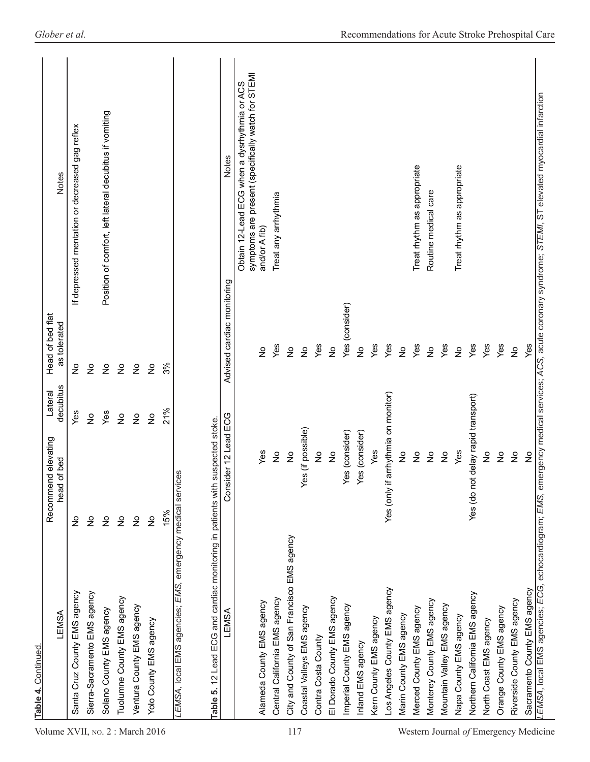**Table 4.** Continued.

| LEMSA | Recommend elevating head of bed | Lateral decubitus | Head of bed flat as tolerated | Notes |
|---|---|---|---|---|
| Santa Cruz County EMS agency | No | Yes | No | If depressed mentation or decreased gag reflex |
| Sierra-Sacramento EMS agency | No | No | No | |
| Solano County EMS agency | No | Yes | No | Position of comfort, left lateral decubitus if vomiting |
| Tuolumne County EMS agency | No | No | No | |
| Ventura County EMS agency | No | No | No | |
| Yolo County EMS agency | No | No | No | |
| | 15% | 21% | 3% | |

*LEMSA*, local EMS agencies; *EMS*, emergency medical services

**Table 5.** 12 Lead ECG and cardiac monitoring in patients with suspected stroke.

| LEMSA | Consider 12 Lead ECG | Advised cardiac monitoring | Notes |
|---|---|---|---|
| Alameda County EMS agency | Yes | No | Obtain 12-Lead ECG when a dysrhythmia or ACS symptoms are present (specifically watch for STEMI and/or A fib) |
| Central California EMS agency | No | Yes | Treat any arrhythmia |
| City and County of San Francisco EMS agency | No | No | |
| Coastal Valleys EMS agency | Yes (if possible) | No | |
| Contra Costa County | No | Yes | |
| El Dorado County EMS agency | No | No | |
| Imperial County EMS agency | Yes (consider) | Yes (consider) | |
| Inland EMS agency | Yes (consider) | No | |
| Kern County EMS agency | Yes | Yes | |
| Los Angeles County EMS agency | Yes (only if arrhythmia on monitor) | Yes | |
| Marin County EMS agency | No | No | |
| Merced County EMS agency | No | Yes | Treat rhythm as appropriate |
| Monterey County EMS agency | No | No | Routine medical care |
| Mountain Valley EMS agency | No | Yes | |
| Napa County EMS agency | Yes | No | Treat rhythm as appropriate |
| Northern California EMS agency | Yes (do not delay rapid transport) | Yes | |
| North Coast EMS agency | No | Yes | |
| Orange County EMS agency | No | Yes | |
| Riverside County EMS agency | No | No | |
| Sacramento County EMS agency | No | Yes | |

*LEMSA*, local EMS agencies; *ECG*, echocardiogram; *EMS*, emergency medical services; *ACS*, acute coronary syndrome; *STEMI*, ST elevated myocardial infarction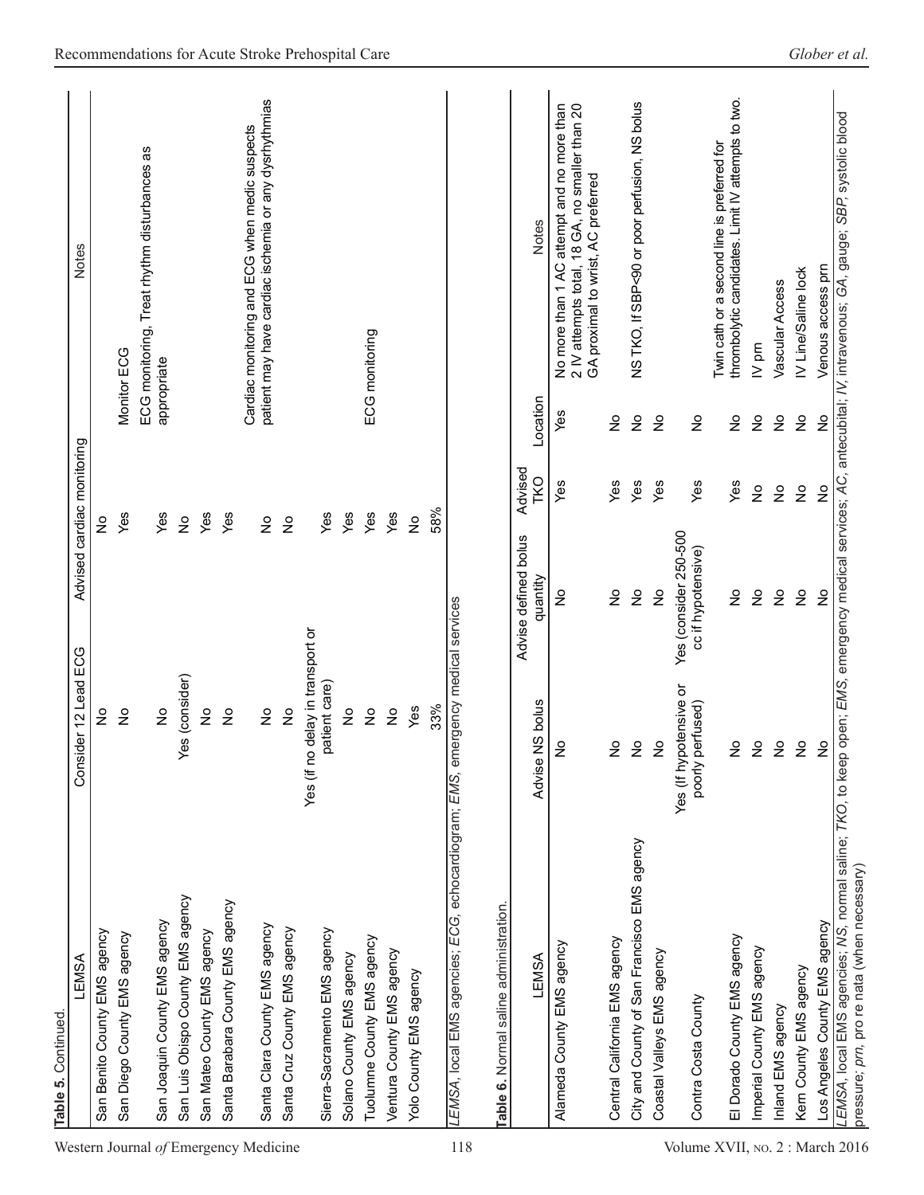**Table 5.** Continued.

| LEMSA | Consider 12 Lead ECG | Advised cardiac monitoring | Notes |
|---|---|---|---|
| San Benito County EMS agency | No | No | |
| San Diego County EMS agency | No | Yes | Monitor ECG |
| San Joaquin County EMS agency | No | Yes | ECG monitoring, Treat rhythm disturbances as appropriate |
| San Luis Obispo County EMS agency | Yes (consider) | No | |
| San Mateo County EMS agency | No | Yes | |
| Santa Barbara County EMS agency | No | Yes | Cardiac monitoring and ECG when medic suspects patient may have cardiac ischemia or any dysrhythmias |
| Santa Clara County EMS agency | No | No | |
| Santa Cruz County EMS agency | No | No | |
| Sierra-Sacramento EMS agency | Yes (if no delay in transport or patient care) | Yes | |
| Solano County EMS agency | No | Yes | |
| Tuolumne County EMS agency | No | Yes | ECG monitoring |
| Ventura County EMS agency | No | Yes | |
| Yolo County EMS agency | Yes | No | |
| | 33% | 58% | |

*LEMSA*, local EMS agencies; *ECG*, echocardiogram; *EMS*, emergency medical services

**Table 6.** Normal saline administration.

| LEMSA | Advise NS bolus | Advise defined bolus quantity | Advised TKO | Location | Notes |
|---|---|---|---|---|---|
| Alameda County EMS agency | No | No | Yes | Yes | No more than 1 AC attempt and no more than 2 IV attempts total, 18 GA, no smaller than 20 GA proximal to wrist, AC preferred |
| Central California EMS agency | No | No | Yes | No | |
| City and County of San Francisco EMS agency | No | No | Yes | No | NS TKO, If SBP<90 or poor perfusion, NS bolus |
| Coastal Valleys EMS agency | No | No | Yes | No | |
| Contra Costa County | Yes (If hypotensive or poorly perfused) | Yes (consider 250-500 cc if hypotensive) | Yes | No | |
| El Dorado County EMS agency | No | No | Yes | No | Twin cath or a second line is preferred for thrombolytic candidates. Limit IV attempts to two. |
| Imperial County EMS agency | No | No | No | No | IV prn |
| Inland EMS agency | No | No | No | No | Vascular Access |
| Kern County EMS agency | No | No | No | No | IV Line/Saline lock |
| Los Angeles County EMS agency | No | No | No | No | Venous access prn |

*LEMSA*, local EMS agencies; *NS*, normal saline; *TKO*, to keep open; *EMS*, emergency medical services; *AC*, antecubital; *IV*, intravenous; *GA*, gauge; *SBP*, systolic blood pressure; *prn*, pro re nata (when necessary)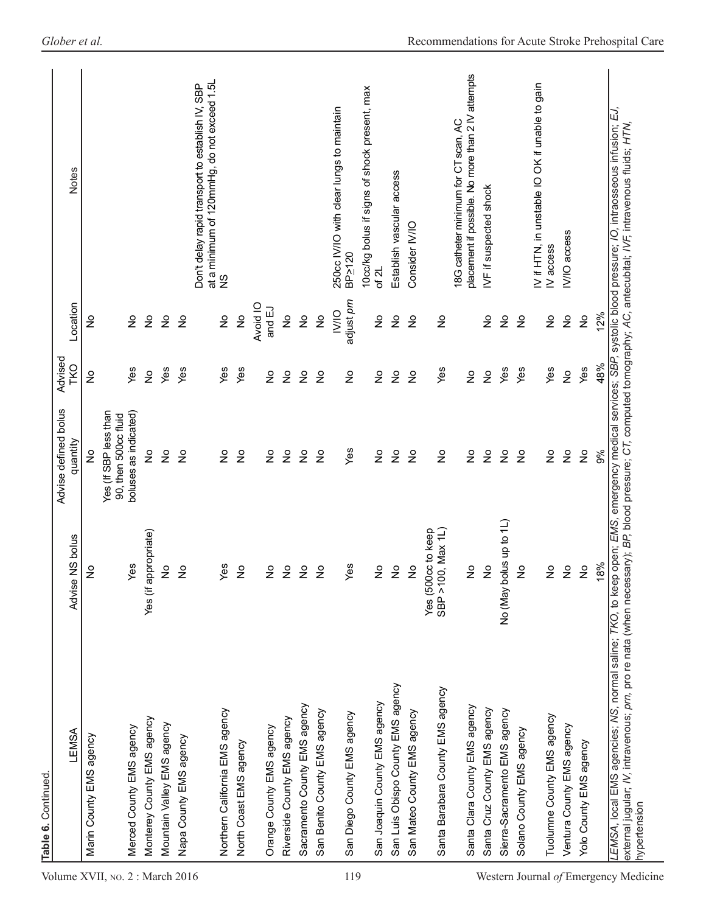**Table 6.** Continued.

| LEMSA | Advise NS bolus | Advise defined bolus quantity | Advised TKO | Location | Notes |
|---|---|---|---|---|---|
| Marin County EMS agency | No | No | No | No | |
| Merced County EMS agency | Yes | Yes (If SBP less than 90, then 500cc fluid boluses as indicated) | Yes | No | |
| Monterey County EMS agency | Yes (if appropriate) | No | No | No | |
| Mountain Valley EMS agency | No | No | Yes | No | |
| Napa County EMS agency | No | No | Yes | No | Don't delay rapid transport to establish IV, SBP at a minimum of 120mmHg, do not exceed 1.5L NS |
| Northern California EMS agency | Yes | No | Yes | No | |
| North Coast EMS agency | No | No | Yes | No | |
| Orange County EMS agency | No | No | No | Avoid IO and EJ | |
| Riverside County EMS agency | No | No | No | No | |
| Sacramento County EMS agency | No | No | No | No | |
| San Benito County EMS agency | No | No | No | No | |
| San Diego County EMS agency | Yes | Yes | No | IV/IO adjust *prn* | 250cc IV/IO with clear lungs to maintain BP≥120 |
| San Joaquin County EMS agency | No | No | No | No | 10cc/kg bolus if signs of shock present, max of 2L |
| San Luis Obispo County EMS agency | No | No | No | No | Establish vascular access |
| San Mateo County EMS agency | No | No | No | No | Consider IV/IO |
| Santa Barabara County EMS agency | Yes (500cc to keep SBP >100, Max 1L) | No | Yes | No | |
| Santa Clara County EMS agency | No | No | No | | 18G catheter minimum for CT scan, AC placement if possible. No more than 2 IV attempts |
| Santa Cruz County EMS agency | No | No | No | No | IVF if suspected shock |
| Sierra-Sacramento EMS agency | No (May bolus up to 1L) | No | Yes | No | |
| Solano County EMS agency | No | No | Yes | No | |
| Tuolumne County EMS agency | No | No | Yes | No | IV if HTN, in unstable IO OK if unable to gain IV access |
| Ventura County EMS agency | No | No | No | No | IV/IO access |
| Yolo County EMS agency | No | No | Yes | No | |
| | 18% | 9% | 48% | 12% | |

*LEMSA*, local EMS agencies; *NS*, normal saline; *TKO*, to keep open; *EMS*, emergency medical services; *SBP*, systolic blood pressure; *IO*, intraosseous infusion; *EJ*, external jugular; *IV*, intravenous; *prn*, pro re nata (when necessary); *BP*, blood pressure; *CT*, computed tomography; *AC*, antecubital; *IVF*, intravenous fluids; *HTN*, hypertension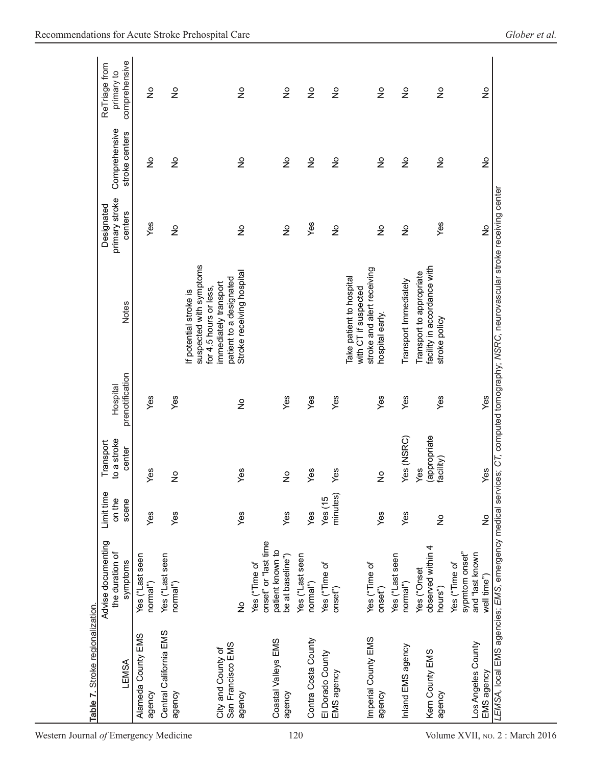**Table 7.** Stroke regionalization.

| LEMSA | Advise documenting the duration of symptoms | Limit time on the scene | Transport to a stroke center | Hospital prenotification | Notes | Designated primary stroke centers | Comprehensive stroke centers | ReTriage from primary to comprehensive |
|---|---|---|---|---|---|---|---|---|
| Alameda County EMS agency | Yes ("Last seen normal") | Yes | Yes | Yes | | Yes | No | No |
| Central California EMS agency | Yes ("Last seen normal") | Yes | No | Yes | | No | No | No |
| City and County of San Francisco EMS agency | No | Yes | Yes | No | If potential stroke is suspected with symptoms for 4.5 hours or less, immediately transport patient to a designated Stroke receiving hospital | No | No | No |
| Coastal Valleys EMS agency | Yes ("Time of onset" or "last time patient known to be at baseline") | Yes | No | Yes | | No | No | No |
| Contra Costa County | Yes ("Last seen normal") | Yes | Yes | Yes | | Yes | No | No |
| El Dorado County EMS agency | Yes ("Time of onset") | Yes (15 minutes) | Yes | Yes | | No | No | No |
| Imperial County EMS agency | Yes ("Time of onset") | Yes | No | Yes | Take patient to hospital with CT if suspected stroke and alert receiving hospital early. | No | No | No |
| Inland EMS agency | Yes ("Last seen normal") | Yes | Yes (NSRC) | Yes | Transport Immediately | No | No | No |
| Kern County EMS agency | Yes ("Onset observed within 4 hours") | No | Yes (appropriate facility) | Yes | Transport to appropriate facility in accordance with stroke policy | Yes | No | No |
| Los Angeles County EMS agency | Yes ("Time of symptom onset" and "last known well time") | No | Yes | Yes | | No | No | No |

*LEMSA*, local EMS agencies; *EMS*, emergency medical services; *CT*, computed tomography; *NSRC*, neurovascular stroke receiving center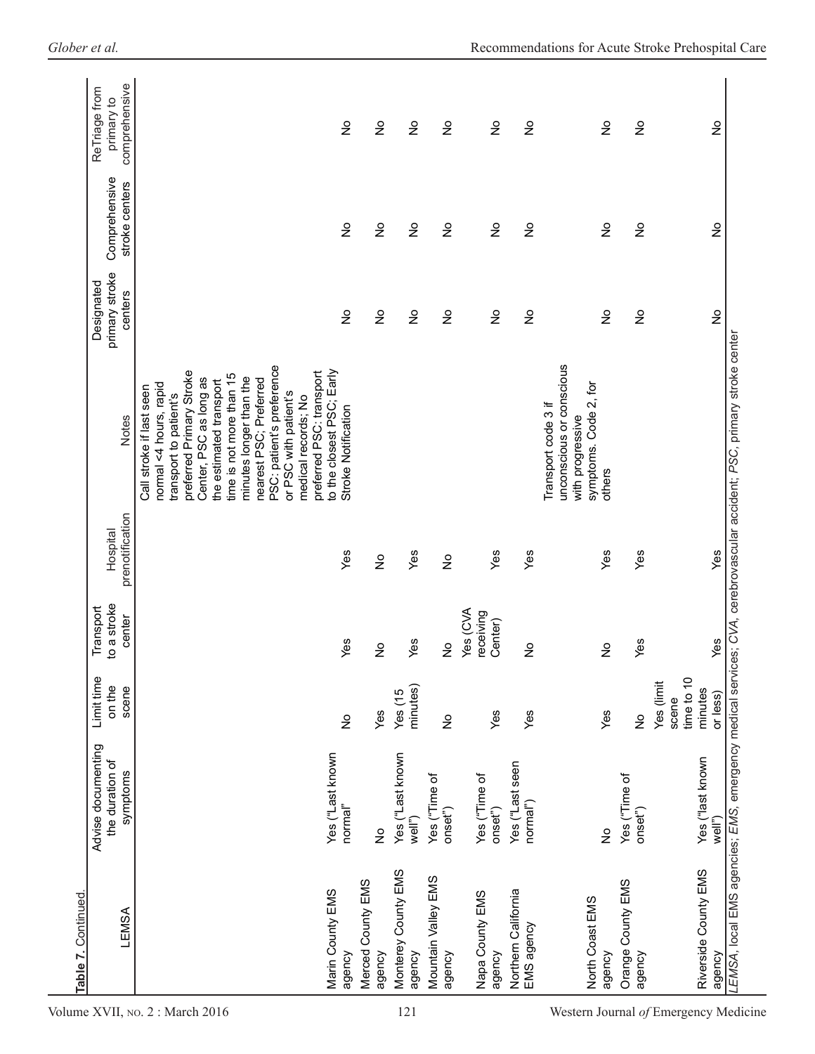**Table 7.** Continued.

| LEMSA | Advise documenting the duration of symptoms | Limit time on the scene | Transport to a stroke center | Hospital prenotification | Notes | Designated primary stroke centers | Comprehensive stroke centers | ReTriage from primary to comprehensive |
|---|---|---|---|---|---|---|---|---|
| Marin County EMS agency | Yes ("Last known normal" | No | Yes | Yes | Call stroke if last seen normal <4 hours, rapid transport to patient's preferred Primary Stroke Center, PSC as long as the estimated transport time is not more than 15 minutes longer than the nearest PSC; Preferred PSC: patient's preference or PSC with patient's medical records; No preferred PSC: transport to the closest PSC; Early Stroke Notification | No | No | No |
| Merced County EMS agency | No | Yes | No | No | | No | No | No |
| Monterey County EMS agency | Yes ("Last known well") | Yes (15 minutes) | Yes | Yes | | No | No | No |
| Mountain Valley EMS agency | Yes ("Time of onset") | No | No | No | | No | No | No |
| Napa County EMS agency | Yes ("Time of onset") | Yes | Yes (CVA receiving Center) | Yes | | No | No | No |
| Northern California EMS agency | Yes ("Last seen normal") | Yes | No | Yes | Transport code 3 if unconscious or conscious with progressive symptoms. Code 2, for others | No | No | No |
| North Coast EMS agency | No | Yes | No | Yes | | No | No | No |
| Orange County EMS agency | Yes ("Time of onset") | No | Yes | Yes | | No | No | No |
| Riverside County EMS agency | Yes ("last known well") | Yes (limit scene time to 10 minutes or less) | Yes | Yes | | No | No | No |

*LEMSA*, local EMS agencies; *EMS*, emergency medical services; *CVA*, cerebrovascular accident; *PSC*, primary stroke center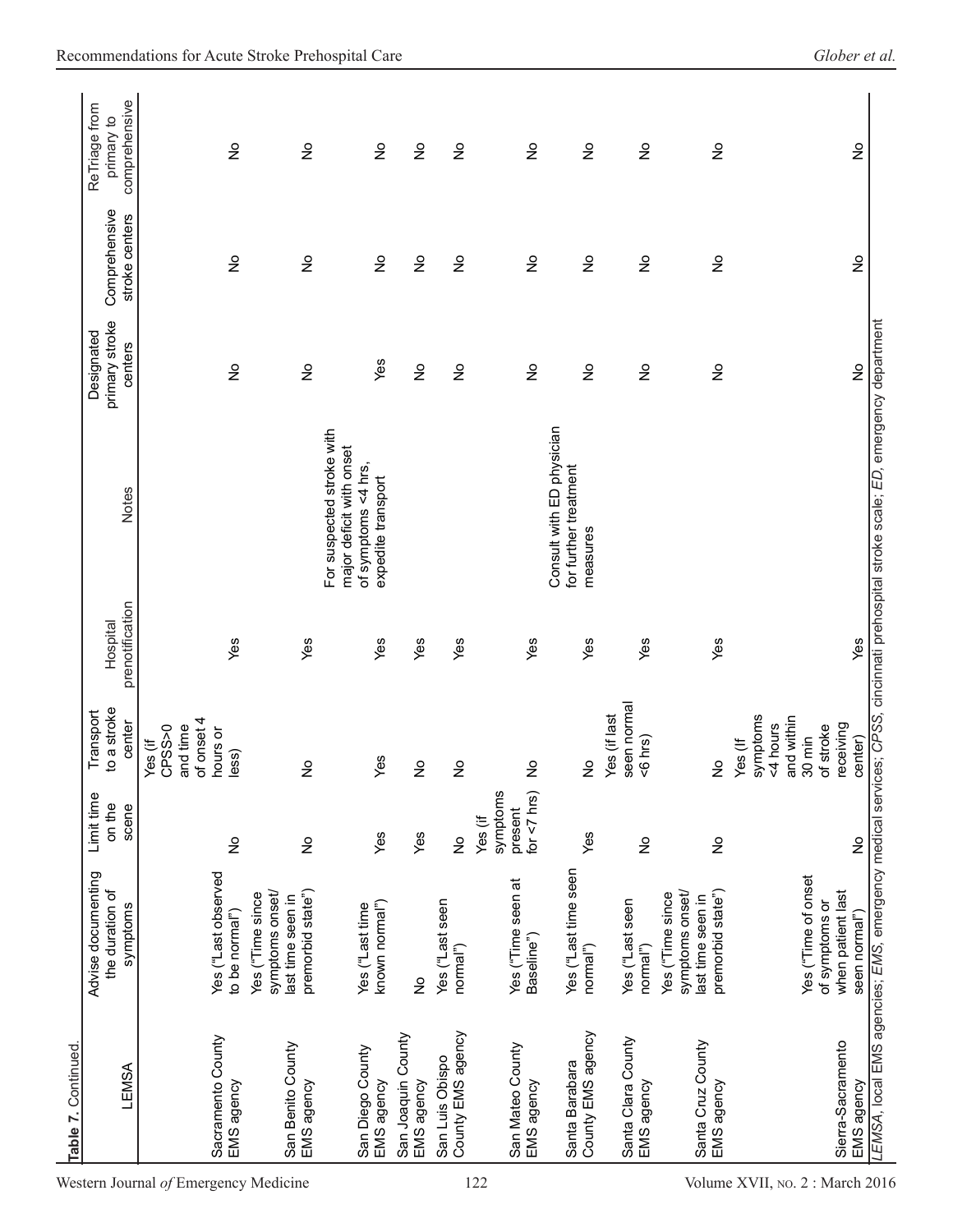**Table 7.** Continued.

| LEMSA | Advise documenting the duration of symptoms | Limit time on the scene | Transport to a stroke center | Hospital prenotification | Notes | Designated primary stroke centers | Comprehensive stroke centers | ReTriage from primary to comprehensive |
|---|---|---|---|---|---|---|---|---|
| Sacramento County EMS agency | Yes ("Last observed to be normal") | No | Yes (if CPSS>0 and time of onset 4 hours or less) | Yes | | No | No | No |
| San Benito County EMS agency | Yes ("Time since symptoms onset/ last time seen in premorbid state") | No | No | Yes | | No | No | No |
| San Diego County EMS agency | Yes ("Last time known normal") | Yes | Yes | Yes | For suspected stroke with major deficit with onset of symptoms <4 hrs, expedite transport | Yes | No | No |
| San Joaquin County EMS agency | No | Yes | No | Yes | | No | No | No |
| San Luis Obispo County EMS agency | Yes ("Last seen normal") | No | No | Yes | | No | No | No |
| San Mateo County EMS agency | Yes ("Time seen at Baseline") | Yes (if symptoms present for <7 hrs) | No | Yes | | No | No | No |
| Santa Barabara County EMS agency | Yes ("Last time seen normal") | Yes | No | Yes | Consult with ED physician for further treatment measures | No | No | No |
| Santa Clara County EMS agency | Yes ("Last seen normal") | No | Yes (if last seen normal <6 hrs) | Yes | | No | No | No |
| Santa Cruz County EMS agency | Yes ("Time since symptoms onset/ last time seen in premorbid state") | No | No | Yes | | No | No | No |
| Sierra-Sacramento EMS agency | Yes ("Time of onset of symptoms or when patient last seen normal") | No | Yes (If symptoms <4 hours and within 30 min of stroke receiving center) | Yes | | No | No | No |

*LEMSA*, local EMS agencies; *EMS*, emergency medical services; *CPSS*, cincinnati prehospital stroke scale; *ED*, emergency department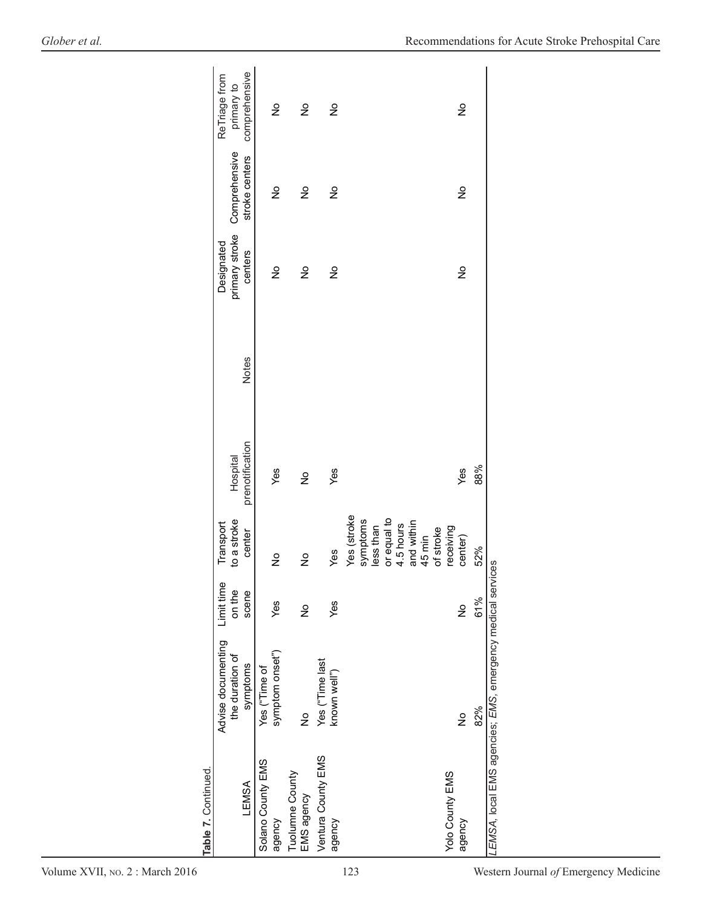**Table 7.** Continued.

| LEMSA | Advise documenting the duration of symptoms | Limit time on the scene | Transport to a stroke center | Hospital prenotification | Notes | Designated primary stroke centers | Comprehensive stroke centers | ReTriage from primary to comprehensive |
|---|---|---|---|---|---|---|---|---|
| Solano County EMS agency | Yes ("Time of symptom onset") | Yes | No | Yes | | No | No | No |
| Tuolumne County EMS agency | No | No | No | No | | No | No | No |
| Ventura County EMS agency | Yes ("Time last known well") | Yes | Yes | Yes | | No | No | No |
| Yolo County EMS agency | No | No | Yes (stroke symptoms less than or equal to 4.5 hours and within 45 min of stroke receiving center) | Yes | | No | No | No |
| | 82% | 61% | 52% | 88% | | | | |

*LEMSA*, local EMS agencies; *EMS*, emergency medical services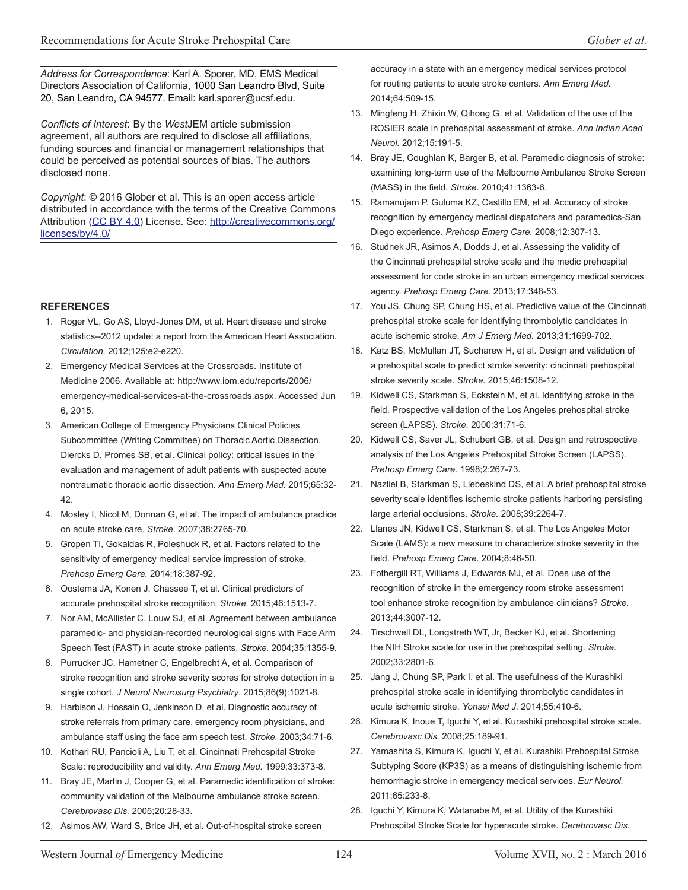*Address for Correspondence*: Karl A. Sporer, MD, EMS Medical Directors Association of California, 1000 San Leandro Blvd, Suite 20, San Leandro, CA 94577. Email: karl.sporer@ucsf.edu.

*Conflicts of Interest*: By the *West*JEM article submission agreement, all authors are required to disclose all affiliations, funding sources and financial or management relationships that could be perceived as potential sources of bias. The authors disclosed none.

*Copyright*: © 2016 Glober et al. This is an open access article distributed in accordance with the terms of the Creative Commons Attribution (CC BY 4.0) License. See: http://creativecommons.org/licenses/by/4.0/

## REFERENCES

1. Roger VL, Go AS, Lloyd-Jones DM, et al. Heart disease and stroke statistics--2012 update: a report from the American Heart Association. *Circulation.* 2012;125:e2-e220.
2. Emergency Medical Services at the Crossroads. Institute of Medicine 2006. Available at: http://www.iom.edu/reports/2006/emergency-medical-services-at-the-crossroads.aspx. Accessed Jun 6, 2015.
3. American College of Emergency Physicians Clinical Policies Subcommittee (Writing Committee) on Thoracic Aortic Dissection, Diercks D, Promes SB, et al. Clinical policy: critical issues in the evaluation and management of adult patients with suspected acute nontraumatic thoracic aortic dissection. *Ann Emerg Med.* 2015;65:32-42.
4. Mosley I, Nicol M, Donnan G, et al. The impact of ambulance practice on acute stroke care. *Stroke.* 2007;38:2765-70.
5. Gropen TI, Gokaldas R, Poleshuck R, et al. Factors related to the sensitivity of emergency medical service impression of stroke. *Prehosp Emerg Care.* 2014;18:387-92.
6. Oostema JA, Konen J, Chassee T, et al. Clinical predictors of accurate prehospital stroke recognition. *Stroke.* 2015;46:1513-7.
7. Nor AM, McAllister C, Louw SJ, et al. Agreement between ambulance paramedic- and physician-recorded neurological signs with Face Arm Speech Test (FAST) in acute stroke patients. *Stroke.* 2004;35:1355-9.
8. Purrucker JC, Hametner C, Engelbrecht A, et al. Comparison of stroke recognition and stroke severity scores for stroke detection in a single cohort. *J Neurol Neurosurg Psychiatry*. 2015;86(9):1021-8.
9. Harbison J, Hossain O, Jenkinson D, et al. Diagnostic accuracy of stroke referrals from primary care, emergency room physicians, and ambulance staff using the face arm speech test. *Stroke.* 2003;34:71-6.
10. Kothari RU, Pancioli A, Liu T, et al. Cincinnati Prehospital Stroke Scale: reproducibility and validity. *Ann Emerg Med.* 1999;33:373-8.
11. Bray JE, Martin J, Cooper G, et al. Paramedic identification of stroke: community validation of the Melbourne ambulance stroke screen. *Cerebrovasc Dis.* 2005;20:28-33.
12. Asimos AW, Ward S, Brice JH, et al. Out-of-hospital stroke screen accuracy in a state with an emergency medical services protocol for routing patients to acute stroke centers. *Ann Emerg Med.* 2014;64:509-15.
13. Mingfeng H, Zhixin W, Qihong G, et al. Validation of the use of the ROSIER scale in prehospital assessment of stroke. *Ann Indian Acad Neurol.* 2012;15:191-5.
14. Bray JE, Coughlan K, Barger B, et al. Paramedic diagnosis of stroke: examining long-term use of the Melbourne Ambulance Stroke Screen (MASS) in the field. *Stroke.* 2010;41:1363-6.
15. Ramanujam P, Guluma KZ, Castillo EM, et al. Accuracy of stroke recognition by emergency medical dispatchers and paramedics-San Diego experience. *Prehosp Emerg Care.* 2008;12:307-13.
16. Studnek JR, Asimos A, Dodds J, et al. Assessing the validity of the Cincinnati prehospital stroke scale and the medic prehospital assessment for code stroke in an urban emergency medical services agency. *Prehosp Emerg Care.* 2013;17:348-53.
17. You JS, Chung SP, Chung HS, et al. Predictive value of the Cincinnati prehospital stroke scale for identifying thrombolytic candidates in acute ischemic stroke. *Am J Emerg Med.* 2013;31:1699-702.
18. Katz BS, McMullan JT, Sucharew H, et al. Design and validation of a prehospital scale to predict stroke severity: cincinnati prehospital stroke severity scale. *Stroke.* 2015;46:1508-12.
19. Kidwell CS, Starkman S, Eckstein M, et al. Identifying stroke in the field. Prospective validation of the Los Angeles prehospital stroke screen (LAPSS). *Stroke.* 2000;31:71-6.
20. Kidwell CS, Saver JL, Schubert GB, et al. Design and retrospective analysis of the Los Angeles Prehospital Stroke Screen (LAPSS). *Prehosp Emerg Care.* 1998;2:267-73.
21. Nazliel B, Starkman S, Liebeskind DS, et al. A brief prehospital stroke severity scale identifies ischemic stroke patients harboring persisting large arterial occlusions. *Stroke.* 2008;39:2264-7.
22. Llanes JN, Kidwell CS, Starkman S, et al. The Los Angeles Motor Scale (LAMS): a new measure to characterize stroke severity in the field. *Prehosp Emerg Care.* 2004;8:46-50.
23. Fothergill RT, Williams J, Edwards MJ, et al. Does use of the recognition of stroke in the emergency room stroke assessment tool enhance stroke recognition by ambulance clinicians? *Stroke.* 2013;44:3007-12.
24. Tirschwell DL, Longstreth WT, Jr, Becker KJ, et al. Shortening the NIH Stroke scale for use in the prehospital setting. *Stroke.* 2002;33:2801-6.
25. Jang J, Chung SP, Park I, et al. The usefulness of the Kurashiki prehospital stroke scale in identifying thrombolytic candidates in acute ischemic stroke. *Yonsei Med J.* 2014;55:410-6.
26. Kimura K, Inoue T, Iguchi Y, et al. Kurashiki prehospital stroke scale. *Cerebrovasc Dis.* 2008;25:189-91.
27. Yamashita S, Kimura K, Iguchi Y, et al. Kurashiki Prehospital Stroke Subtyping Score (KP3S) as a means of distinguishing ischemic from hemorrhagic stroke in emergency medical services. *Eur Neurol.* 2011;65:233-8.
28. Iguchi Y, Kimura K, Watanabe M, et al. Utility of the Kurashiki Prehospital Stroke Scale for hyperacute stroke. *Cerebrovasc Dis.*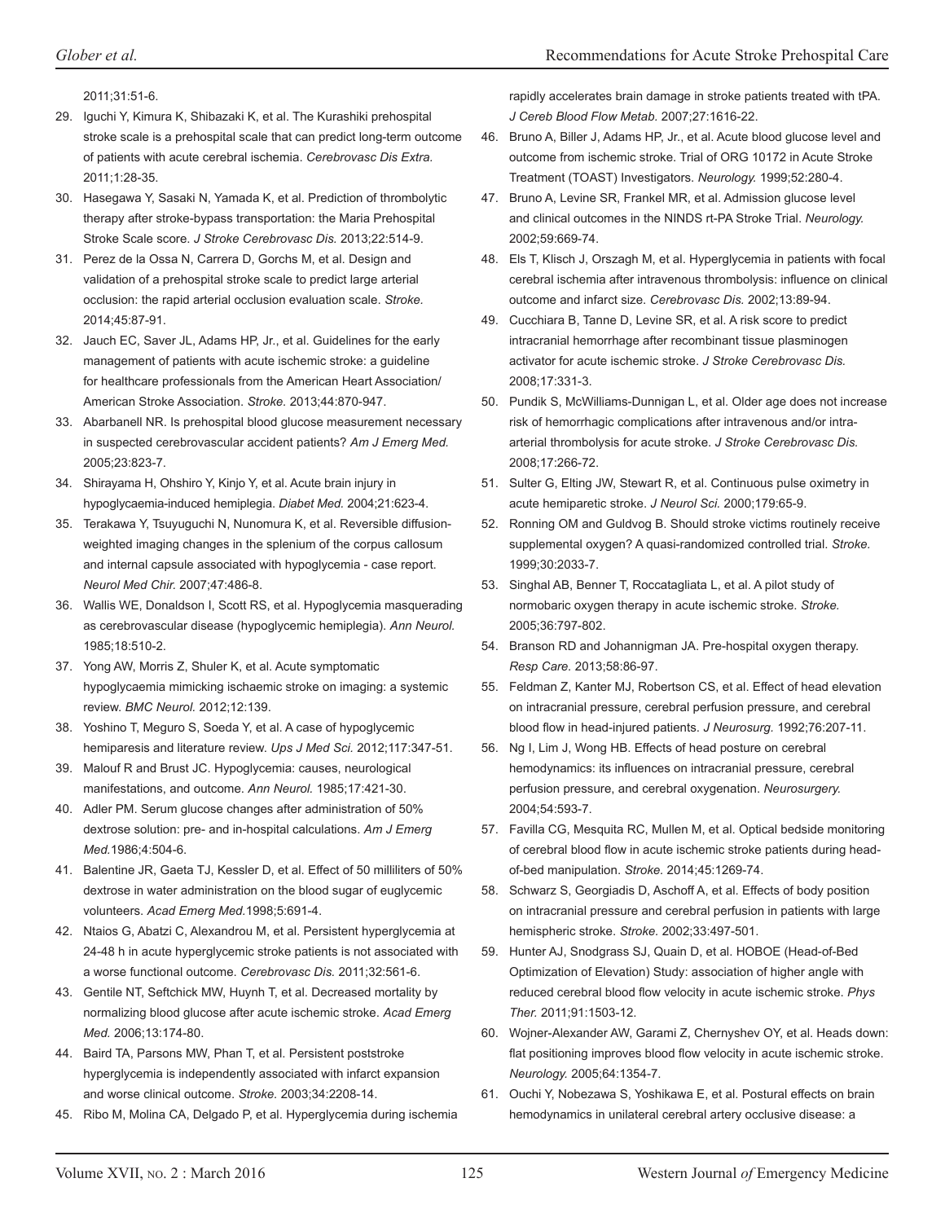2011;31:51-6.

29. Iguchi Y, Kimura K, Shibazaki K, et al. The Kurashiki prehospital stroke scale is a prehospital scale that can predict long-term outcome of patients with acute cerebral ischemia. *Cerebrovasc Dis Extra.* 2011;1:28-35.
30. Hasegawa Y, Sasaki N, Yamada K, et al. Prediction of thrombolytic therapy after stroke-bypass transportation: the Maria Prehospital Stroke Scale score. *J Stroke Cerebrovasc Dis.* 2013;22:514-9.
31. Perez de la Ossa N, Carrera D, Gorchs M, et al. Design and validation of a prehospital stroke scale to predict large arterial occlusion: the rapid arterial occlusion evaluation scale. *Stroke.* 2014;45:87-91.
32. Jauch EC, Saver JL, Adams HP, Jr., et al. Guidelines for the early management of patients with acute ischemic stroke: a guideline for healthcare professionals from the American Heart Association/ American Stroke Association. *Stroke.* 2013;44:870-947.
33. Abarbanell NR. Is prehospital blood glucose measurement necessary in suspected cerebrovascular accident patients? *Am J Emerg Med.* 2005;23:823-7.
34. Shirayama H, Ohshiro Y, Kinjo Y, et al. Acute brain injury in hypoglycaemia-induced hemiplegia. *Diabet Med.* 2004;21:623-4.
35. Terakawa Y, Tsuyuguchi N, Nunomura K, et al. Reversible diffusion-weighted imaging changes in the splenium of the corpus callosum and internal capsule associated with hypoglycemia - case report. *Neurol Med Chir.* 2007;47:486-8.
36. Wallis WE, Donaldson I, Scott RS, et al. Hypoglycemia masquerading as cerebrovascular disease (hypoglycemic hemiplegia). *Ann Neurol.* 1985;18:510-2.
37. Yong AW, Morris Z, Shuler K, et al. Acute symptomatic hypoglycaemia mimicking ischaemic stroke on imaging: a systemic review. *BMC Neurol.* 2012;12:139.
38. Yoshino T, Meguro S, Soeda Y, et al. A case of hypoglycemic hemiparesis and literature review. *Ups J Med Sci.* 2012;117:347-51.
39. Malouf R and Brust JC. Hypoglycemia: causes, neurological manifestations, and outcome. *Ann Neurol.* 1985;17:421-30.
40. Adler PM. Serum glucose changes after administration of 50% dextrose solution: pre- and in-hospital calculations. *Am J Emerg Med.*1986;4:504-6.
41. Balentine JR, Gaeta TJ, Kessler D, et al. Effect of 50 milliliters of 50% dextrose in water administration on the blood sugar of euglycemic volunteers. *Acad Emerg Med.*1998;5:691-4.
42. Ntaios G, Abatzi C, Alexandrou M, et al. Persistent hyperglycemia at 24-48 h in acute hyperglycemic stroke patients is not associated with a worse functional outcome. *Cerebrovasc Dis.* 2011;32:561-6.
43. Gentile NT, Seftchick MW, Huynh T, et al. Decreased mortality by normalizing blood glucose after acute ischemic stroke. *Acad Emerg Med.* 2006;13:174-80.
44. Baird TA, Parsons MW, Phan T, et al. Persistent poststroke hyperglycemia is independently associated with infarct expansion and worse clinical outcome. *Stroke.* 2003;34:2208-14.
45. Ribo M, Molina CA, Delgado P, et al. Hyperglycemia during ischemia rapidly accelerates brain damage in stroke patients treated with tPA. *J Cereb Blood Flow Metab.* 2007;27:1616-22.
46. Bruno A, Biller J, Adams HP, Jr., et al. Acute blood glucose level and outcome from ischemic stroke. Trial of ORG 10172 in Acute Stroke Treatment (TOAST) Investigators. *Neurology.* 1999;52:280-4.
47. Bruno A, Levine SR, Frankel MR, et al. Admission glucose level and clinical outcomes in the NINDS rt-PA Stroke Trial. *Neurology.* 2002;59:669-74.
48. Els T, Klisch J, Orszagh M, et al. Hyperglycemia in patients with focal cerebral ischemia after intravenous thrombolysis: influence on clinical outcome and infarct size. *Cerebrovasc Dis.* 2002;13:89-94.
49. Cucchiara B, Tanne D, Levine SR, et al. A risk score to predict intracranial hemorrhage after recombinant tissue plasminogen activator for acute ischemic stroke. *J Stroke Cerebrovasc Dis.* 2008;17:331-3.
50. Pundik S, McWilliams-Dunnigan L, et al. Older age does not increase risk of hemorrhagic complications after intravenous and/or intra-arterial thrombolysis for acute stroke. *J Stroke Cerebrovasc Dis.* 2008;17:266-72.
51. Sulter G, Elting JW, Stewart R, et al. Continuous pulse oximetry in acute hemiparetic stroke. *J Neurol Sci.* 2000;179:65-9.
52. Ronning OM and Guldvog B. Should stroke victims routinely receive supplemental oxygen? A quasi-randomized controlled trial. *Stroke.* 1999;30:2033-7.
53. Singhal AB, Benner T, Roccatagliata L, et al. A pilot study of normobaric oxygen therapy in acute ischemic stroke. *Stroke.* 2005;36:797-802.
54. Branson RD and Johannigman JA. Pre-hospital oxygen therapy. *Resp Care.* 2013;58:86-97.
55. Feldman Z, Kanter MJ, Robertson CS, et al. Effect of head elevation on intracranial pressure, cerebral perfusion pressure, and cerebral blood flow in head-injured patients. *J Neurosurg.* 1992;76:207-11.
56. Ng I, Lim J, Wong HB. Effects of head posture on cerebral hemodynamics: its influences on intracranial pressure, cerebral perfusion pressure, and cerebral oxygenation. *Neurosurgery.* 2004;54:593-7.
57. Favilla CG, Mesquita RC, Mullen M, et al. Optical bedside monitoring of cerebral blood flow in acute ischemic stroke patients during head-of-bed manipulation. *Stroke.* 2014;45:1269-74.
58. Schwarz S, Georgiadis D, Aschoff A, et al. Effects of body position on intracranial pressure and cerebral perfusion in patients with large hemispheric stroke. *Stroke.* 2002;33:497-501.
59. Hunter AJ, Snodgrass SJ, Quain D, et al. HOBOE (Head-of-Bed Optimization of Elevation) Study: association of higher angle with reduced cerebral blood flow velocity in acute ischemic stroke. *Phys Ther.* 2011;91:1503-12.
60. Wojner-Alexander AW, Garami Z, Chernyshev OY, et al. Heads down: flat positioning improves blood flow velocity in acute ischemic stroke. *Neurology.* 2005;64:1354-7.
61. Ouchi Y, Nobezawa S, Yoshikawa E, et al. Postural effects on brain hemodynamics in unilateral cerebral artery occlusive disease: a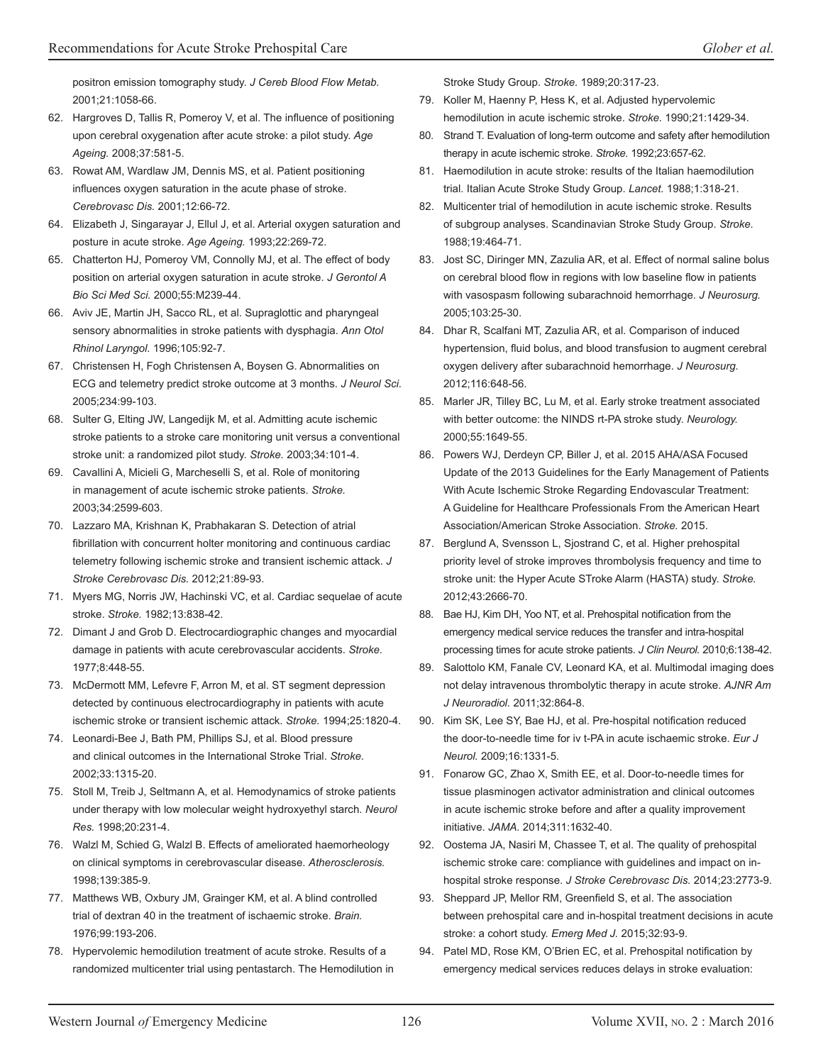positron emission tomography study. *J Cereb Blood Flow Metab.* 2001;21:1058-66.

62. Hargroves D, Tallis R, Pomeroy V, et al. The influence of positioning upon cerebral oxygenation after acute stroke: a pilot study. *Age Ageing.* 2008;37:581-5.
63. Rowat AM, Wardlaw JM, Dennis MS, et al. Patient positioning influences oxygen saturation in the acute phase of stroke. *Cerebrovasc Dis.* 2001;12:66-72.
64. Elizabeth J, Singarayar J, Ellul J, et al. Arterial oxygen saturation and posture in acute stroke. *Age Ageing.* 1993;22:269-72.
65. Chatterton HJ, Pomeroy VM, Connolly MJ, et al. The effect of body position on arterial oxygen saturation in acute stroke. *J Gerontol A Bio Sci Med Sci.* 2000;55:M239-44.
66. Aviv JE, Martin JH, Sacco RL, et al. Supraglottic and pharyngeal sensory abnormalities in stroke patients with dysphagia. *Ann Otol Rhinol Laryngol.* 1996;105:92-7.
67. Christensen H, Fogh Christensen A, Boysen G. Abnormalities on ECG and telemetry predict stroke outcome at 3 months. *J Neurol Sci.* 2005;234:99-103.
68. Sulter G, Elting JW, Langedijk M, et al. Admitting acute ischemic stroke patients to a stroke care monitoring unit versus a conventional stroke unit: a randomized pilot study. *Stroke.* 2003;34:101-4.
69. Cavallini A, Micieli G, Marcheselli S, et al. Role of monitoring in management of acute ischemic stroke patients. *Stroke.* 2003;34:2599-603.
70. Lazzaro MA, Krishnan K, Prabhakaran S. Detection of atrial fibrillation with concurrent holter monitoring and continuous cardiac telemetry following ischemic stroke and transient ischemic attack. *J Stroke Cerebrovasc Dis.* 2012;21:89-93.
71. Myers MG, Norris JW, Hachinski VC, et al. Cardiac sequelae of acute stroke. *Stroke.* 1982;13:838-42.
72. Dimant J and Grob D. Electrocardiographic changes and myocardial damage in patients with acute cerebrovascular accidents. *Stroke.* 1977;8:448-55.
73. McDermott MM, Lefevre F, Arron M, et al. ST segment depression detected by continuous electrocardiography in patients with acute ischemic stroke or transient ischemic attack. *Stroke.* 1994;25:1820-4.
74. Leonardi-Bee J, Bath PM, Phillips SJ, et al. Blood pressure and clinical outcomes in the International Stroke Trial. *Stroke.* 2002;33:1315-20.
75. Stoll M, Treib J, Seltmann A, et al. Hemodynamics of stroke patients under therapy with low molecular weight hydroxyethyl starch. *Neurol Res.* 1998;20:231-4.
76. Walzl M, Schied G, Walzl B. Effects of ameliorated haemorheology on clinical symptoms in cerebrovascular disease. *Atherosclerosis.* 1998;139:385-9.
77. Matthews WB, Oxbury JM, Grainger KM, et al. A blind controlled trial of dextran 40 in the treatment of ischaemic stroke. *Brain.* 1976;99:193-206.
78. Hypervolemic hemodilution treatment of acute stroke. Results of a randomized multicenter trial using pentastarch. The Hemodilution in Stroke Study Group. *Stroke.* 1989;20:317-23.
79. Koller M, Haenny P, Hess K, et al. Adjusted hypervolemic hemodilution in acute ischemic stroke. *Stroke.* 1990;21:1429-34.
80. Strand T. Evaluation of long-term outcome and safety after hemodilution therapy in acute ischemic stroke. *Stroke.* 1992;23:657-62.
81. Haemodilution in acute stroke: results of the Italian haemodilution trial. Italian Acute Stroke Study Group. *Lancet.* 1988;1:318-21.
82. Multicenter trial of hemodilution in acute ischemic stroke. Results of subgroup analyses. Scandinavian Stroke Study Group. *Stroke.* 1988;19:464-71.
83. Jost SC, Diringer MN, Zazulia AR, et al. Effect of normal saline bolus on cerebral blood flow in regions with low baseline flow in patients with vasospasm following subarachnoid hemorrhage. *J Neurosurg.* 2005;103:25-30.
84. Dhar R, Scalfani MT, Zazulia AR, et al. Comparison of induced hypertension, fluid bolus, and blood transfusion to augment cerebral oxygen delivery after subarachnoid hemorrhage. *J Neurosurg.* 2012;116:648-56.
85. Marler JR, Tilley BC, Lu M, et al. Early stroke treatment associated with better outcome: the NINDS rt-PA stroke study. *Neurology.* 2000;55:1649-55.
86. Powers WJ, Derdeyn CP, Biller J, et al. 2015 AHA/ASA Focused Update of the 2013 Guidelines for the Early Management of Patients With Acute Ischemic Stroke Regarding Endovascular Treatment: A Guideline for Healthcare Professionals From the American Heart Association/American Stroke Association. *Stroke.* 2015.
87. Berglund A, Svensson L, Sjostrand C, et al. Higher prehospital priority level of stroke improves thrombolysis frequency and time to stroke unit: the Hyper Acute STroke Alarm (HASTA) study. *Stroke.* 2012;43:2666-70.
88. Bae HJ, Kim DH, Yoo NT, et al. Prehospital notification from the emergency medical service reduces the transfer and intra-hospital processing times for acute stroke patients. *J Clin Neurol.* 2010;6:138-42.
89. Salottolo KM, Fanale CV, Leonard KA, et al. Multimodal imaging does not delay intravenous thrombolytic therapy in acute stroke. *AJNR Am J Neuroradiol.* 2011;32:864-8.
90. Kim SK, Lee SY, Bae HJ, et al. Pre-hospital notification reduced the door-to-needle time for iv t-PA in acute ischaemic stroke. *Eur J Neurol.* 2009;16:1331-5.
91. Fonarow GC, Zhao X, Smith EE, et al. Door-to-needle times for tissue plasminogen activator administration and clinical outcomes in acute ischemic stroke before and after a quality improvement initiative. *JAMA.* 2014;311:1632-40.
92. Oostema JA, Nasiri M, Chassee T, et al. The quality of prehospital ischemic stroke care: compliance with guidelines and impact on in-hospital stroke response. *J Stroke Cerebrovasc Dis.* 2014;23:2773-9.
93. Sheppard JP, Mellor RM, Greenfield S, et al. The association between prehospital care and in-hospital treatment decisions in acute stroke: a cohort study. *Emerg Med J.* 2015;32:93-9.
94. Patel MD, Rose KM, O'Brien EC, et al. Prehospital notification by emergency medical services reduces delays in stroke evaluation: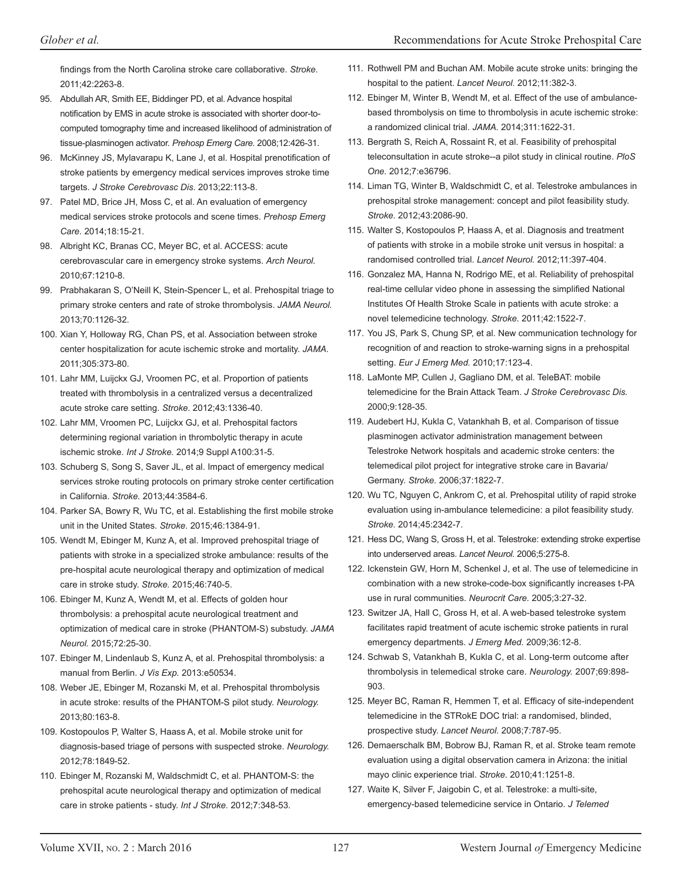findings from the North Carolina stroke care collaborative. *Stroke.* 2011;42:2263-8.

95. Abdullah AR, Smith EE, Biddinger PD, et al. Advance hospital notification by EMS in acute stroke is associated with shorter door-to-computed tomography time and increased likelihood of administration of tissue-plasminogen activator. *Prehosp Emerg Care.* 2008;12:426-31.
96. McKinney JS, Mylavarapu K, Lane J, et al. Hospital prenotification of stroke patients by emergency medical services improves stroke time targets. *J Stroke Cerebrovasc Dis.* 2013;22:113-8.
97. Patel MD, Brice JH, Moss C, et al. An evaluation of emergency medical services stroke protocols and scene times. *Prehosp Emerg Care.* 2014;18:15-21.
98. Albright KC, Branas CC, Meyer BC, et al. ACCESS: acute cerebrovascular care in emergency stroke systems. *Arch Neurol.* 2010;67:1210-8.
99. Prabhakaran S, O'Neill K, Stein-Spencer L, et al. Prehospital triage to primary stroke centers and rate of stroke thrombolysis. *JAMA Neurol.* 2013;70:1126-32.
100. Xian Y, Holloway RG, Chan PS, et al. Association between stroke center hospitalization for acute ischemic stroke and mortality. *JAMA.* 2011;305:373-80.
101. Lahr MM, Luijckx GJ, Vroomen PC, et al. Proportion of patients treated with thrombolysis in a centralized versus a decentralized acute stroke care setting. *Stroke.* 2012;43:1336-40.
102. Lahr MM, Vroomen PC, Luijckx GJ, et al. Prehospital factors determining regional variation in thrombolytic therapy in acute ischemic stroke. *Int J Stroke.* 2014;9 Suppl A100:31-5.
103. Schuberg S, Song S, Saver JL, et al. Impact of emergency medical services stroke routing protocols on primary stroke center certification in California. *Stroke.* 2013;44:3584-6.
104. Parker SA, Bowry R, Wu TC, et al. Establishing the first mobile stroke unit in the United States. *Stroke.* 2015;46:1384-91.
105. Wendt M, Ebinger M, Kunz A, et al. Improved prehospital triage of patients with stroke in a specialized stroke ambulance: results of the pre-hospital acute neurological therapy and optimization of medical care in stroke study. *Stroke.* 2015;46:740-5.
106. Ebinger M, Kunz A, Wendt M, et al. Effects of golden hour thrombolysis: a prehospital acute neurological treatment and optimization of medical care in stroke (PHANTOM-S) substudy. *JAMA Neurol.* 2015;72:25-30.
107. Ebinger M, Lindenlaub S, Kunz A, et al. Prehospital thrombolysis: a manual from Berlin. *J Vis Exp.* 2013:e50534.
108. Weber JE, Ebinger M, Rozanski M, et al. Prehospital thrombolysis in acute stroke: results of the PHANTOM-S pilot study. *Neurology.* 2013;80:163-8.
109. Kostopoulos P, Walter S, Haass A, et al. Mobile stroke unit for diagnosis-based triage of persons with suspected stroke. *Neurology.* 2012;78:1849-52.
110. Ebinger M, Rozanski M, Waldschmidt C, et al. PHANTOM-S: the prehospital acute neurological therapy and optimization of medical care in stroke patients - study. *Int J Stroke.* 2012;7:348-53.
111. Rothwell PM and Buchan AM. Mobile acute stroke units: bringing the hospital to the patient. *Lancet Neurol.* 2012;11:382-3.
112. Ebinger M, Winter B, Wendt M, et al. Effect of the use of ambulance-based thrombolysis on time to thrombolysis in acute ischemic stroke: a randomized clinical trial. *JAMA.* 2014;311:1622-31.
113. Bergrath S, Reich A, Rossaint R, et al. Feasibility of prehospital teleconsultation in acute stroke--a pilot study in clinical routine. *PloS One.* 2012;7:e36796.
114. Liman TG, Winter B, Waldschmidt C, et al. Telestroke ambulances in prehospital stroke management: concept and pilot feasibility study. *Stroke.* 2012;43:2086-90.
115. Walter S, Kostopoulos P, Haass A, et al. Diagnosis and treatment of patients with stroke in a mobile stroke unit versus in hospital: a randomised controlled trial. *Lancet Neurol.* 2012;11:397-404.
116. Gonzalez MA, Hanna N, Rodrigo ME, et al. Reliability of prehospital real-time cellular video phone in assessing the simplified National Institutes Of Health Stroke Scale in patients with acute stroke: a novel telemedicine technology. *Stroke.* 2011;42:1522-7.
117. You JS, Park S, Chung SP, et al. New communication technology for recognition of and reaction to stroke-warning signs in a prehospital setting. *Eur J Emerg Med.* 2010;17:123-4.
118. LaMonte MP, Cullen J, Gagliano DM, et al. TeleBAT: mobile telemedicine for the Brain Attack Team. *J Stroke Cerebrovasc Dis.* 2000;9:128-35.
119. Audebert HJ, Kukla C, Vatankhah B, et al. Comparison of tissue plasminogen activator administration management between Telestroke Network hospitals and academic stroke centers: the telemedical pilot project for integrative stroke care in Bavaria/ Germany. *Stroke.* 2006;37:1822-7.
120. Wu TC, Nguyen C, Ankrom C, et al. Prehospital utility of rapid stroke evaluation using in-ambulance telemedicine: a pilot feasibility study. *Stroke.* 2014;45:2342-7.
121. Hess DC, Wang S, Gross H, et al. Telestroke: extending stroke expertise into underserved areas. *Lancet Neurol.* 2006;5:275-8.
122. Ickenstein GW, Horn M, Schenkel J, et al. The use of telemedicine in combination with a new stroke-code-box significantly increases t-PA use in rural communities. *Neurocrit Care.* 2005;3:27-32.
123. Switzer JA, Hall C, Gross H, et al. A web-based telestroke system facilitates rapid treatment of acute ischemic stroke patients in rural emergency departments. *J Emerg Med.* 2009;36:12-8.
124. Schwab S, Vatankhah B, Kukla C, et al. Long-term outcome after thrombolysis in telemedical stroke care. *Neurology.* 2007;69:898-903.
125. Meyer BC, Raman R, Hemmen T, et al. Efficacy of site-independent telemedicine in the STRokE DOC trial: a randomised, blinded, prospective study. *Lancet Neurol.* 2008;7:787-95.
126. Demaerschalk BM, Bobrow BJ, Raman R, et al. Stroke team remote evaluation using a digital observation camera in Arizona: the initial mayo clinic experience trial. *Stroke.* 2010;41:1251-8.
127. Waite K, Silver F, Jaigobin C, et al. Telestroke: a multi-site, emergency-based telemedicine service in Ontario. *J Telemed*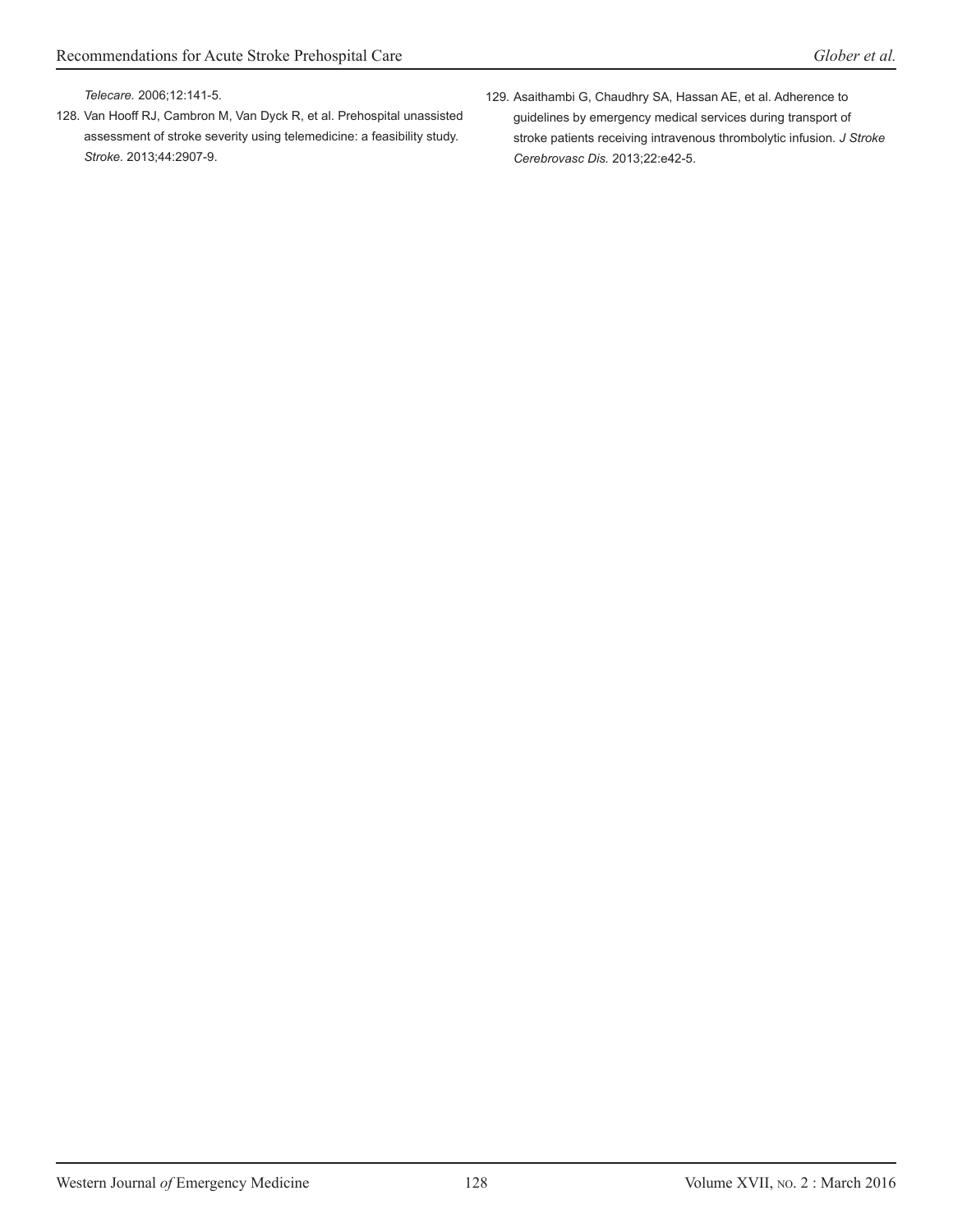*Telecare.* 2006;12:141-5.

128. Van Hooff RJ, Cambron M, Van Dyck R, et al. Prehospital unassisted assessment of stroke severity using telemedicine: a feasibility study. *Stroke.* 2013;44:2907-9.

129. Asaithambi G, Chaudhry SA, Hassan AE, et al. Adherence to guidelines by emergency medical services during transport of stroke patients receiving intravenous thrombolytic infusion. *J Stroke Cerebrovasc Dis.* 2013;22:e42-5.